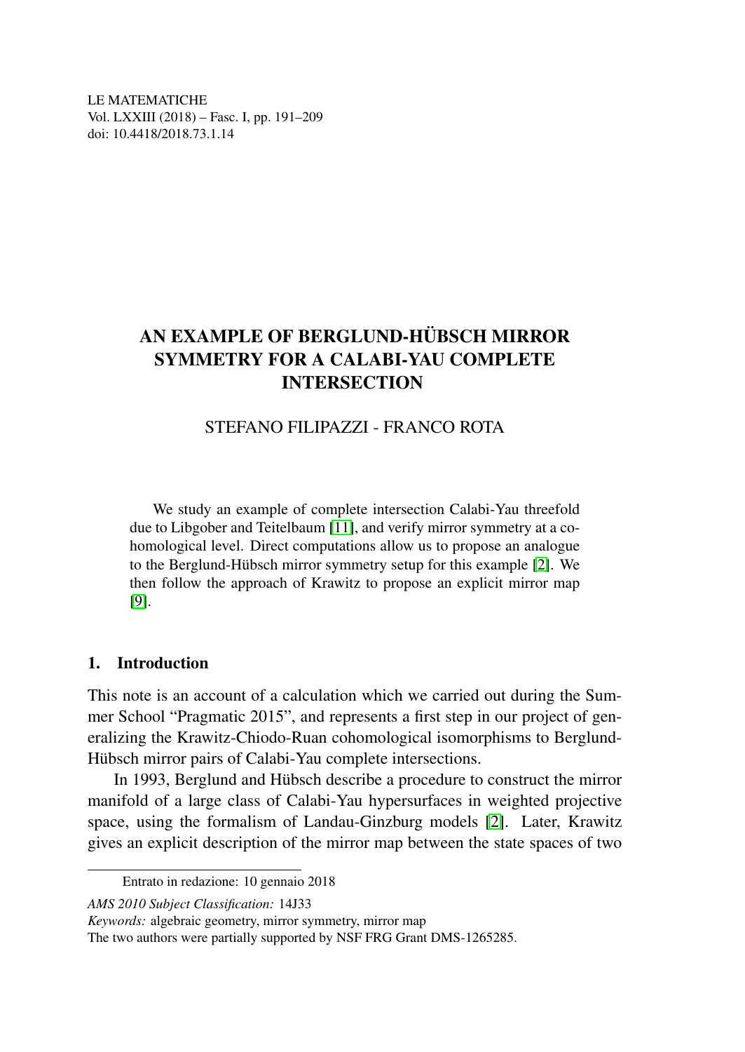LE MATEMATICHE
Vol. LXXIII (2018) – Fasc. I, pp. 191–209
doi: 10.4418/2018.73.1.14

# AN EXAMPLE OF BERGLUND-HÜBSCH MIRROR SYMMETRY FOR A CALABI-YAU COMPLETE INTERSECTION

STEFANO FILIPAZZI - FRANCO ROTA

We study an example of complete intersection Calabi-Yau threefold due to Libgober and Teitelbaum [11], and verify mirror symmetry at a cohomological level. Direct computations allow us to propose an analogue to the Berglund-Hübsch mirror symmetry setup for this example [2]. We then follow the approach of Krawitz to propose an explicit mirror map [9].

## 1. Introduction

This note is an account of a calculation which we carried out during the Summer School "Pragmatic 2015", and represents a first step in our project of generalizing the Krawitz-Chiodo-Ruan cohomological isomorphisms to Berglund-Hübsch mirror pairs of Calabi-Yau complete intersections.

In 1993, Berglund and Hübsch describe a procedure to construct the mirror manifold of a large class of Calabi-Yau hypersurfaces in weighted projective space, using the formalism of Landau-Ginzburg models [2]. Later, Krawitz gives an explicit description of the mirror map between the state spaces of two

---

Entrato in redazione: 10 gennaio 2018

*AMS 2010 Subject Classification:* 14J33

*Keywords:* algebraic geometry, mirror symmetry, mirror map

The two authors were partially supported by NSF FRG Grant DMS-1265285.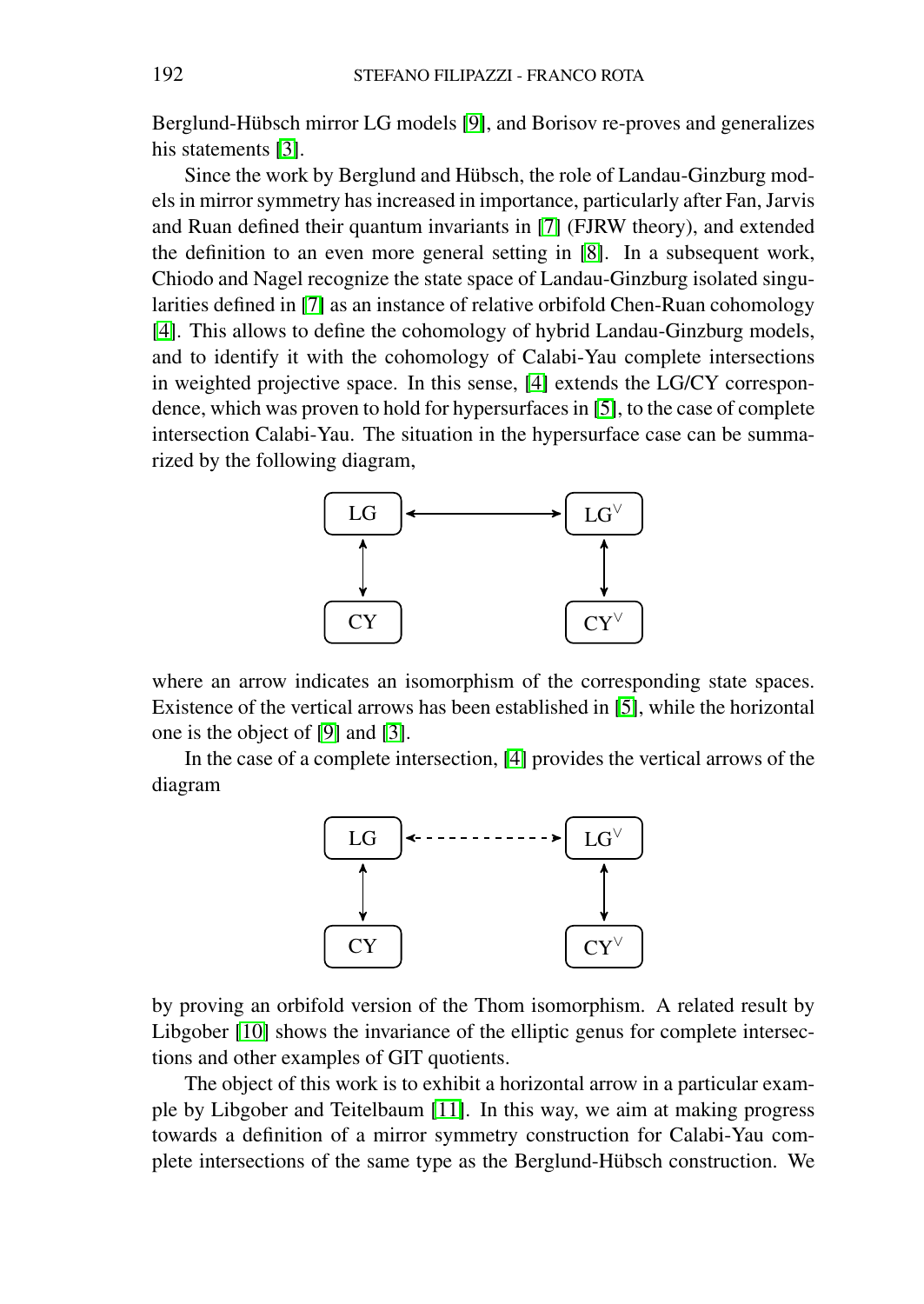Berglund-Hübsch mirror LG models [9], and Borisov re-proves and generalizes his statements [3].

Since the work by Berglund and Hübsch, the role of Landau-Ginzburg models in mirror symmetry has increased in importance, particularly after Fan, Jarvis and Ruan defined their quantum invariants in [7] (FJRW theory), and extended the definition to an even more general setting in [8]. In a subsequent work, Chiodo and Nagel recognize the state space of Landau-Ginzburg isolated singularities defined in [7] as an instance of relative orbifold Chen-Ruan cohomology [4]. This allows to define the cohomology of hybrid Landau-Ginzburg models, and to identify it with the cohomology of Calabi-Yau complete intersections in weighted projective space. In this sense, [4] extends the LG/CY correspondence, which was proven to hold for hypersurfaces in [5], to the case of complete intersection Calabi-Yau. The situation in the hypersurface case can be summarized by the following diagram,

$$\begin{array}{ccc} \text{LG} & \longleftrightarrow & \text{LG}^\vee \\ \updownarrow & & \updownarrow \\ \text{CY} & & \text{CY}^\vee \end{array}$$

where an arrow indicates an isomorphism of the corresponding state spaces. Existence of the vertical arrows has been established in [5], while the horizontal one is the object of [9] and [3].

In the case of a complete intersection, [4] provides the vertical arrows of the diagram

$$\begin{array}{ccc} \text{LG} & \dashleftarrow\dashrightarrow & \text{LG}^\vee \\ \updownarrow & & \updownarrow \\ \text{CY} & & \text{CY}^\vee \end{array}$$

by proving an orbifold version of the Thom isomorphism. A related result by Libgober [10] shows the invariance of the elliptic genus for complete intersections and other examples of GIT quotients.

The object of this work is to exhibit a horizontal arrow in a particular example by Libgober and Teitelbaum [11]. In this way, we aim at making progress towards a definition of a mirror symmetry construction for Calabi-Yau complete intersections of the same type as the Berglund-Hübsch construction. We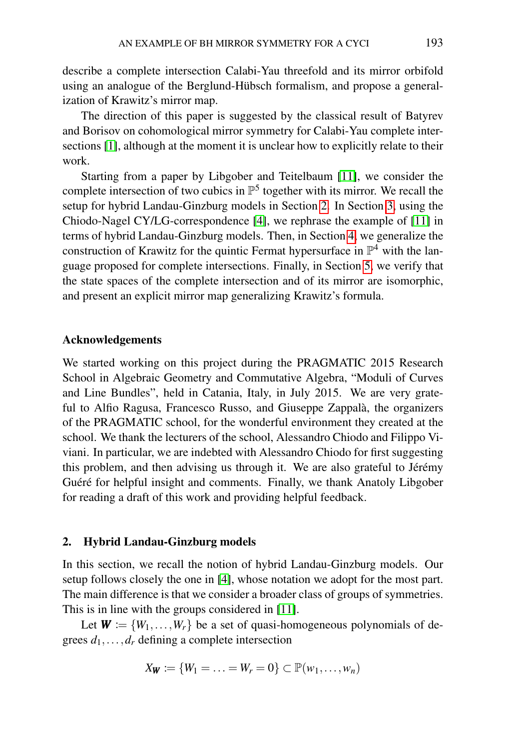describe a complete intersection Calabi-Yau threefold and its mirror orbifold using an analogue of the Berglund-Hübsch formalism, and propose a generalization of Krawitz's mirror map.

The direction of this paper is suggested by the classical result of Batyrev and Borisov on cohomological mirror symmetry for Calabi-Yau complete intersections [1], although at the moment it is unclear how to explicitly relate to their work.

Starting from a paper by Libgober and Teitelbaum [11], we consider the complete intersection of two cubics in $\mathbb{P}^5$ together with its mirror. We recall the setup for hybrid Landau-Ginzburg models in Section 2. In Section 3, using the Chiodo-Nagel CY/LG-correspondence [4], we rephrase the example of [11] in terms of hybrid Landau-Ginzburg models. Then, in Section 4 we generalize the construction of Krawitz for the quintic Fermat hypersurface in $\mathbb{P}^4$ with the language proposed for complete intersections. Finally, in Section 5, we verify that the state spaces of the complete intersection and of its mirror are isomorphic, and present an explicit mirror map generalizing Krawitz's formula.

### Acknowledgements

We started working on this project during the PRAGMATIC 2015 Research School in Algebraic Geometry and Commutative Algebra, "Moduli of Curves and Line Bundles", held in Catania, Italy, in July 2015. We are very grateful to Alfio Ragusa, Francesco Russo, and Giuseppe Zappalà, the organizers of the PRAGMATIC school, for the wonderful environment they created at the school. We thank the lecturers of the school, Alessandro Chiodo and Filippo Viviani. In particular, we are indebted with Alessandro Chiodo for first suggesting this problem, and then advising us through it. We are also grateful to Jérémy Guéré for helpful insight and comments. Finally, we thank Anatoly Libgober for reading a draft of this work and providing helpful feedback.

## 2. Hybrid Landau-Ginzburg models

In this section, we recall the notion of hybrid Landau-Ginzburg models. Our setup follows closely the one in [4], whose notation we adopt for the most part. The main difference is that we consider a broader class of groups of symmetries. This is in line with the groups considered in [11].

Let $\boldsymbol{W} := \{W_1, \ldots, W_r\}$ be a set of quasi-homogeneous polynomials of degrees $d_1, \ldots, d_r$ defining a complete intersection

$$X_{\boldsymbol{W}} := \{W_1 = \ldots = W_r = 0\} \subset \mathbb{P}(w_1, \ldots, w_n)$$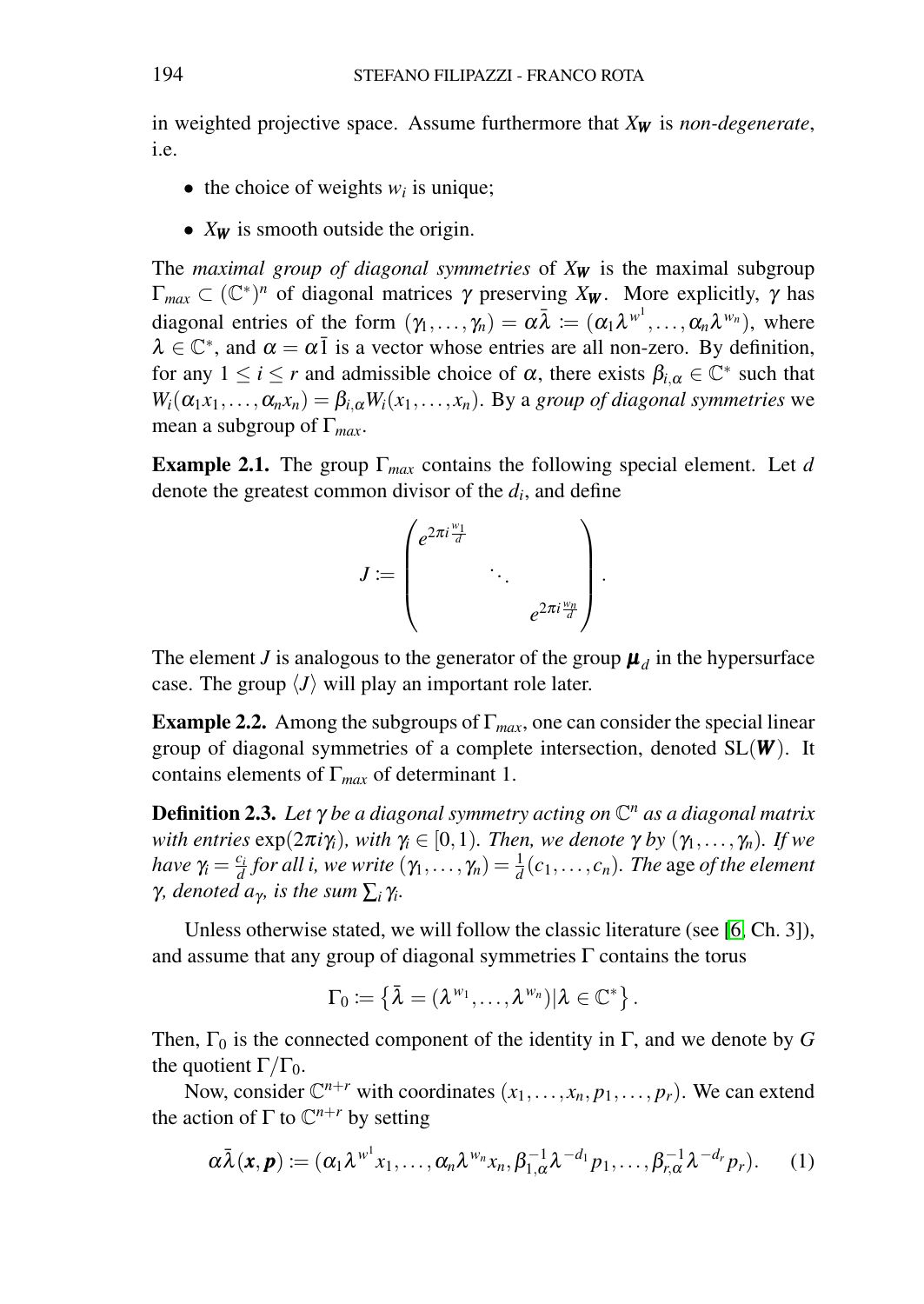in weighted projective space. Assume furthermore that $X_{\boldsymbol{W}}$ is *non-degenerate*, i.e.

- the choice of weights $w_i$ is unique;
- $X_{\boldsymbol{W}}$ is smooth outside the origin.

The *maximal group of diagonal symmetries* of $X_{\boldsymbol{W}}$ is the maximal subgroup $\Gamma_{max} \subset (\mathbb{C}^*)^n$ of diagonal matrices $\gamma$ preserving $X_{\boldsymbol{W}}$. More explicitly, $\gamma$ has diagonal entries of the form $(\gamma_1, \ldots, \gamma_n) = \alpha\bar{\lambda} := (\alpha_1\lambda^{w^1}, \ldots, \alpha_n\lambda^{w_n})$, where $\lambda \in \mathbb{C}^*$, and $\alpha = \alpha\bar{1}$ is a vector whose entries are all non-zero. By definition, for any $1 \leq i \leq r$ and admissible choice of $\alpha$, there exists $\beta_{i,\alpha} \in \mathbb{C}^*$ such that $W_i(\alpha_1 x_1, \ldots, \alpha_n x_n) = \beta_{i,\alpha} W_i(x_1, \ldots, x_n)$. By a *group of diagonal symmetries* we mean a subgroup of $\Gamma_{max}$.

**Example 2.1.** The group $\Gamma_{max}$ contains the following special element. Let $d$ denote the greatest common divisor of the $d_i$, and define

$$J := \begin{pmatrix} e^{2\pi i \frac{w_1}{d}} & & \\ & \ddots & \\ & & e^{2\pi i \frac{w_n}{d}} \end{pmatrix}.$$

The element $J$ is analogous to the generator of the group $\boldsymbol{\mu}_d$ in the hypersurface case. The group $\langle J \rangle$ will play an important role later.

**Example 2.2.** Among the subgroups of $\Gamma_{max}$, one can consider the special linear group of diagonal symmetries of a complete intersection, denoted $\mathrm{SL}(\boldsymbol{W})$. It contains elements of $\Gamma_{max}$ of determinant 1.

**Definition 2.3.** *Let $\gamma$ be a diagonal symmetry acting on $\mathbb{C}^n$ as a diagonal matrix with entries $\exp(2\pi i \gamma_i)$, with $\gamma_i \in [0,1)$. Then, we denote $\gamma$ by $(\gamma_1, \ldots, \gamma_n)$. If we have $\gamma_i = \frac{c_i}{d}$ for all $i$, we write $(\gamma_1, \ldots, \gamma_n) = \frac{1}{d}(c_1, \ldots, c_n)$. The* age *of the element $\gamma$, denoted $a_\gamma$, is the sum $\sum_i \gamma_i$.*

Unless otherwise stated, we will follow the classic literature (see [6, Ch. 3]), and assume that any group of diagonal symmetries $\Gamma$ contains the torus

$$\Gamma_0 := \left\{ \bar{\lambda} = (\lambda^{w_1}, \ldots, \lambda^{w_n}) | \lambda \in \mathbb{C}^* \right\}.$$

Then, $\Gamma_0$ is the connected component of the identity in $\Gamma$, and we denote by $G$ the quotient $\Gamma/\Gamma_0$.

Now, consider $\mathbb{C}^{n+r}$ with coordinates $(x_1, \ldots, x_n, p_1, \ldots, p_r)$. We can extend the action of $\Gamma$ to $\mathbb{C}^{n+r}$ by setting

$$\alpha\bar{\lambda}(\boldsymbol{x}, \boldsymbol{p}) := (\alpha_1\lambda^{w^1} x_1, \ldots, \alpha_n\lambda^{w_n} x_n, \beta_{1,\alpha}^{-1}\lambda^{-d_1} p_1, \ldots, \beta_{r,\alpha}^{-1}\lambda^{-d_r} p_r). \qquad (1)$$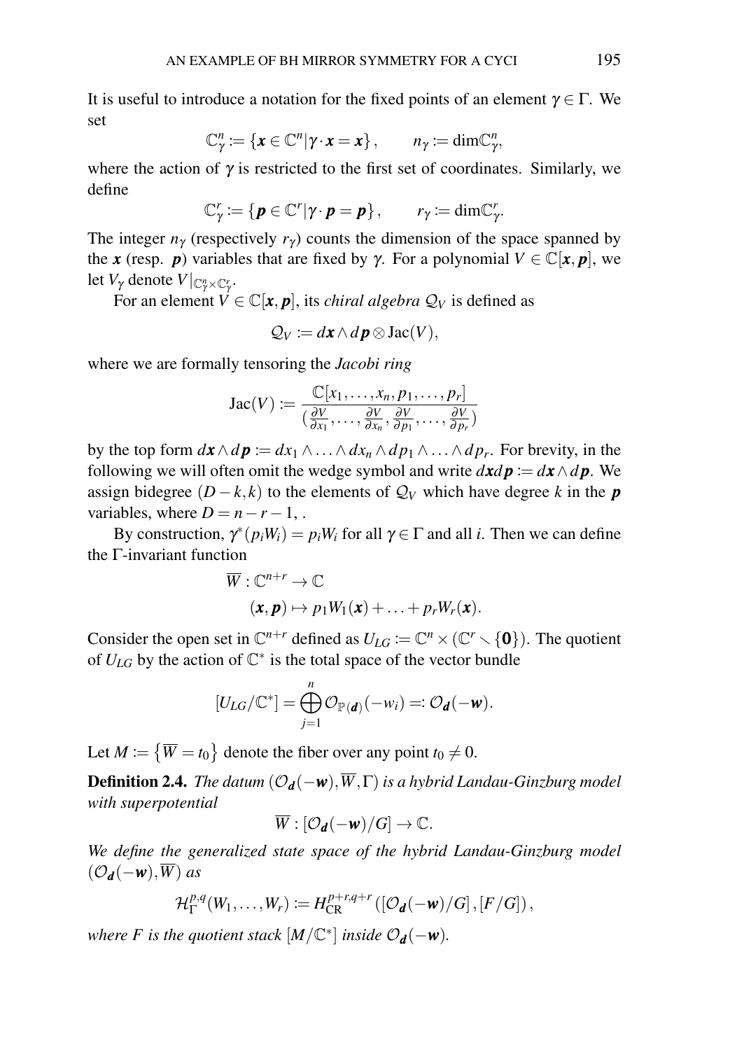It is useful to introduce a notation for the fixed points of an element $\gamma \in \Gamma$. We set

$$\mathbb{C}^n_\gamma := \{\boldsymbol{x} \in \mathbb{C}^n | \gamma \cdot \boldsymbol{x} = \boldsymbol{x}\}, \qquad n_\gamma := \dim \mathbb{C}^n_\gamma,$$

where the action of $\gamma$ is restricted to the first set of coordinates. Similarly, we define

$$\mathbb{C}^r_\gamma := \{\boldsymbol{p} \in \mathbb{C}^r | \gamma \cdot \boldsymbol{p} = \boldsymbol{p}\}, \qquad r_\gamma := \dim \mathbb{C}^r_\gamma.$$

The integer $n_\gamma$ (respectively $r_\gamma$) counts the dimension of the space spanned by the $\boldsymbol{x}$ (resp. $\boldsymbol{p}$) variables that are fixed by $\gamma$. For a polynomial $V \in \mathbb{C}[\boldsymbol{x}, \boldsymbol{p}]$, we let $V_\gamma$ denote $V|_{\mathbb{C}^n_\gamma \times \mathbb{C}^r_\gamma}$.

For an element $V \in \mathbb{C}[\boldsymbol{x}, \boldsymbol{p}]$, its *chiral algebra* $\mathcal{Q}_V$ is defined as

$$\mathcal{Q}_V := d\boldsymbol{x} \wedge d\boldsymbol{p} \otimes \operatorname{Jac}(V),$$

where we are formally tensoring the *Jacobi ring*

$$\operatorname{Jac}(V) := \frac{\mathbb{C}[x_1, \ldots, x_n, p_1, \ldots, p_r]}{\left(\frac{\partial V}{\partial x_1}, \ldots, \frac{\partial V}{\partial x_n}, \frac{\partial V}{\partial p_1}, \ldots, \frac{\partial V}{\partial p_r}\right)}$$

by the top form $d\boldsymbol{x} \wedge d\boldsymbol{p} := dx_1 \wedge \ldots \wedge dx_n \wedge dp_1 \wedge \ldots \wedge dp_r$. For brevity, in the following we will often omit the wedge symbol and write $d\boldsymbol{x}d\boldsymbol{p} := d\boldsymbol{x} \wedge d\boldsymbol{p}$. We assign bidegree $(D-k, k)$ to the elements of $\mathcal{Q}_V$ which have degree $k$ in the $\boldsymbol{p}$ variables, where $D = n - r - 1$, .

By construction, $\gamma^*(p_i W_i) = p_i W_i$ for all $\gamma \in \Gamma$ and all $i$. Then we can define the $\Gamma$-invariant function

$$\begin{aligned} \overline{W} : \mathbb{C}^{n+r} &\to \mathbb{C} \\ (\boldsymbol{x}, \boldsymbol{p}) &\mapsto p_1 W_1(\boldsymbol{x}) + \ldots + p_r W_r(\boldsymbol{x}). \end{aligned}$$

Consider the open set in $\mathbb{C}^{n+r}$ defined as $U_{LG} := \mathbb{C}^n \times (\mathbb{C}^r \setminus \{\boldsymbol{0}\})$. The quotient of $U_{LG}$ by the action of $\mathbb{C}^*$ is the total space of the vector bundle

$$[U_{LG}/\mathbb{C}^*] = \bigoplus_{j=1}^{n} \mathcal{O}_{\mathbb{P}(\boldsymbol{d})}(-w_i) =: \mathcal{O}_{\boldsymbol{d}}(-\boldsymbol{w}).$$

Let $M := \left\{\overline{W} = t_0\right\}$ denote the fiber over any point $t_0 \neq 0$.

**Definition 2.4.** *The datum $(\mathcal{O}_{\boldsymbol{d}}(-\boldsymbol{w}), \overline{W}, \Gamma)$ is a hybrid Landau-Ginzburg model with superpotential*

$$\overline{W} : [\mathcal{O}_{\boldsymbol{d}}(-\boldsymbol{w})/G] \to \mathbb{C}.$$

*We define the generalized state space of the hybrid Landau-Ginzburg model $(\mathcal{O}_{\boldsymbol{d}}(-\boldsymbol{w}), \overline{W})$ as*

$$\mathcal{H}^{p,q}_\Gamma(W_1, \ldots, W_r) := H^{p+r, q+r}_{\mathrm{CR}}\left([\mathcal{O}_{\boldsymbol{d}}(-\boldsymbol{w})/G], [F/G]\right),$$

*where $F$ is the quotient stack $[M/\mathbb{C}^*]$ inside $\mathcal{O}_{\boldsymbol{d}}(-\boldsymbol{w})$.*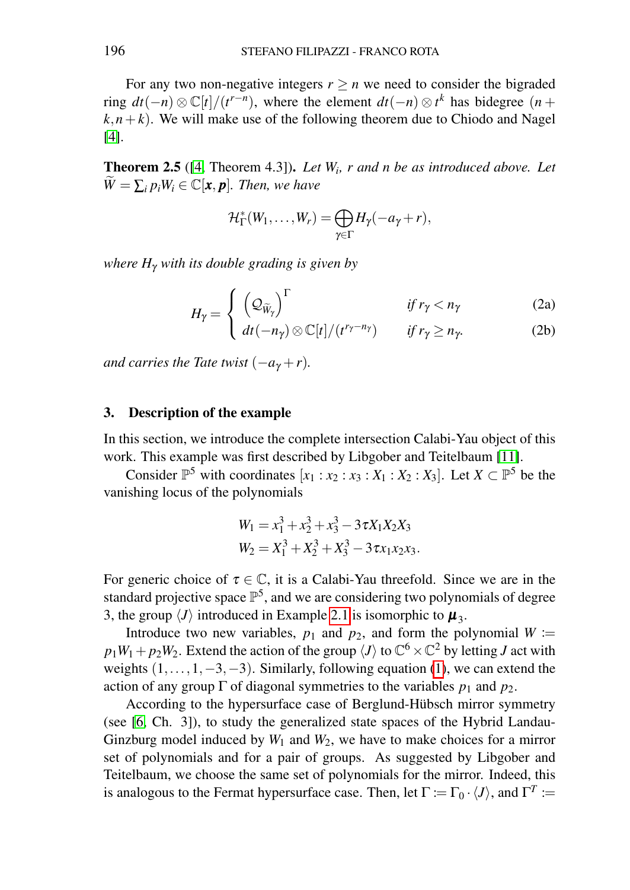For any two non-negative integers $r \geq n$ we need to consider the bigraded ring $dt(-n) \otimes \mathbb{C}[t]/(t^{r-n})$, where the element $dt(-n) \otimes t^k$ has bidegree $(n+k, n+k)$. We will make use of the following theorem due to Chiodo and Nagel [4].

**Theorem 2.5** ([4, Theorem 4.3]). *Let $W_i$, $r$ and $n$ be as introduced above. Let $\widetilde{W} = \sum_i p_i W_i \in \mathbb{C}[\boldsymbol{x}, \boldsymbol{p}]$. Then, we have*

$$\mathcal{H}^*_\Gamma(W_1, \dots, W_r) = \bigoplus_{\gamma \in \Gamma} H_\gamma(-a_\gamma + r),$$

*where $H_\gamma$ with its double grading is given by*

$$H_\gamma = \begin{cases} \left(\mathcal{Q}_{\widetilde{W}_\gamma}\right)^\Gamma & \text{if } r_\gamma < n_\gamma \quad \text{(2a)} \\ dt(-n_\gamma) \otimes \mathbb{C}[t]/(t^{r_\gamma - n_\gamma}) & \text{if } r_\gamma \geq n_\gamma. \quad \text{(2b)} \end{cases}$$

*and carries the Tate twist $(-a_\gamma + r)$.*

## 3. Description of the example

In this section, we introduce the complete intersection Calabi-Yau object of this work. This example was first described by Libgober and Teitelbaum [11].

Consider $\mathbb{P}^5$ with coordinates $[x_1 : x_2 : x_3 : X_1 : X_2 : X_3]$. Let $X \subset \mathbb{P}^5$ be the vanishing locus of the polynomials

$$W_1 = x_1^3 + x_2^3 + x_3^3 - 3\tau X_1 X_2 X_3$$
$$W_2 = X_1^3 + X_2^3 + X_3^3 - 3\tau x_1 x_2 x_3.$$

For generic choice of $\tau \in \mathbb{C}$, it is a Calabi-Yau threefold. Since we are in the standard projective space $\mathbb{P}^5$, and we are considering two polynomials of degree 3, the group $\langle J \rangle$ introduced in Example 2.1 is isomorphic to $\boldsymbol{\mu}_3$.

Introduce two new variables, $p_1$ and $p_2$, and form the polynomial $W := p_1 W_1 + p_2 W_2$. Extend the action of the group $\langle J \rangle$ to $\mathbb{C}^6 \times \mathbb{C}^2$ by letting $J$ act with weights $(1, \dots, 1, -3, -3)$. Similarly, following equation (1), we can extend the action of any group $\Gamma$ of diagonal symmetries to the variables $p_1$ and $p_2$.

According to the hypersurface case of Berglund-Hübsch mirror symmetry (see [6, Ch. 3]), to study the generalized state spaces of the Hybrid Landau-Ginzburg model induced by $W_1$ and $W_2$, we have to make choices for a mirror set of polynomials and for a pair of groups. As suggested by Libgober and Teitelbaum, we choose the same set of polynomials for the mirror. Indeed, this is analogous to the Fermat hypersurface case. Then, let $\Gamma := \Gamma_0 \cdot \langle J \rangle$, and $\Gamma^T :=$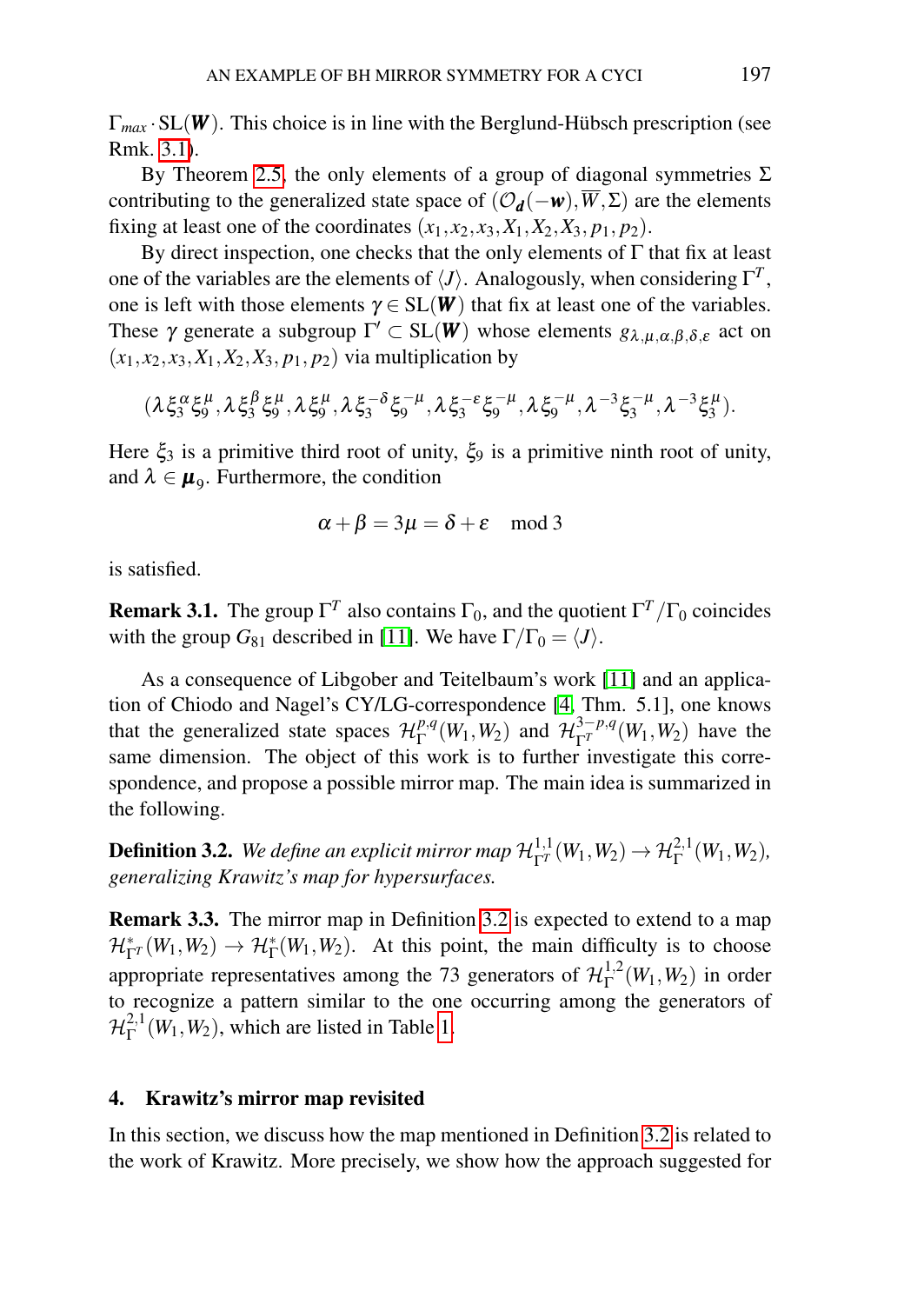$\Gamma_{max} \cdot \mathrm{SL}(\boldsymbol{W})$. This choice is in line with the Berglund-Hübsch prescription (see Rmk. 3.1).

By Theorem 2.5, the only elements of a group of diagonal symmetries $\Sigma$ contributing to the generalized state space of $(\mathcal{O}_{\boldsymbol{d}}(-\boldsymbol{w}), \overline{W}, \Sigma)$ are the elements fixing at least one of the coordinates $(x_1, x_2, x_3, X_1, X_2, X_3, p_1, p_2)$.

By direct inspection, one checks that the only elements of $\Gamma$ that fix at least one of the variables are the elements of $\langle J \rangle$. Analogously, when considering $\Gamma^T$, one is left with those elements $\gamma \in \mathrm{SL}(\boldsymbol{W})$ that fix at least one of the variables. These $\gamma$ generate a subgroup $\Gamma' \subset \mathrm{SL}(\boldsymbol{W})$ whose elements $g_{\lambda,\mu,\alpha,\beta,\delta,\varepsilon}$ act on $(x_1, x_2, x_3, X_1, X_2, X_3, p_1, p_2)$ via multiplication by

$$(\lambda \xi_3^{\alpha} \xi_9^{\mu}, \lambda \xi_3^{\beta} \xi_9^{\mu}, \lambda \xi_9^{\mu}, \lambda \xi_3^{-\delta} \xi_9^{-\mu}, \lambda \xi_3^{-\varepsilon} \xi_9^{-\mu}, \lambda \xi_9^{-\mu}, \lambda^{-3} \xi_3^{-\mu}, \lambda^{-3} \xi_3^{\mu}).$$

Here $\xi_3$ is a primitive third root of unity, $\xi_9$ is a primitive ninth root of unity, and $\lambda \in \boldsymbol{\mu}_9$. Furthermore, the condition

$$\alpha + \beta = 3\mu = \delta + \varepsilon \mod 3$$

is satisfied.

**Remark 3.1.** The group $\Gamma^T$ also contains $\Gamma_0$, and the quotient $\Gamma^T / \Gamma_0$ coincides with the group $G_{81}$ described in [11]. We have $\Gamma / \Gamma_0 = \langle J \rangle$.

As a consequence of Libgober and Teitelbaum's work [11] and an application of Chiodo and Nagel's CY/LG-correspondence [4, Thm. 5.1], one knows that the generalized state spaces $\mathcal{H}_{\Gamma}^{p,q}(W_1, W_2)$ and $\mathcal{H}_{\Gamma^T}^{3-p,q}(W_1, W_2)$ have the same dimension. The object of this work is to further investigate this correspondence, and propose a possible mirror map. The main idea is summarized in the following.

**Definition 3.2.** *We define an explicit mirror map* $\mathcal{H}_{\Gamma^T}^{1,1}(W_1, W_2) \to \mathcal{H}_{\Gamma}^{2,1}(W_1, W_2)$*, generalizing Krawitz's map for hypersurfaces.*

**Remark 3.3.** The mirror map in Definition 3.2 is expected to extend to a map $\mathcal{H}_{\Gamma^T}^{*}(W_1, W_2) \to \mathcal{H}_{\Gamma}^{*}(W_1, W_2)$. At this point, the main difficulty is to choose appropriate representatives among the 73 generators of $\mathcal{H}_{\Gamma}^{1,2}(W_1, W_2)$ in order to recognize a pattern similar to the one occurring among the generators of $\mathcal{H}_{\Gamma}^{2,1}(W_1, W_2)$, which are listed in Table 1.

## 4. Krawitz's mirror map revisited

In this section, we discuss how the map mentioned in Definition 3.2 is related to the work of Krawitz. More precisely, we show how the approach suggested for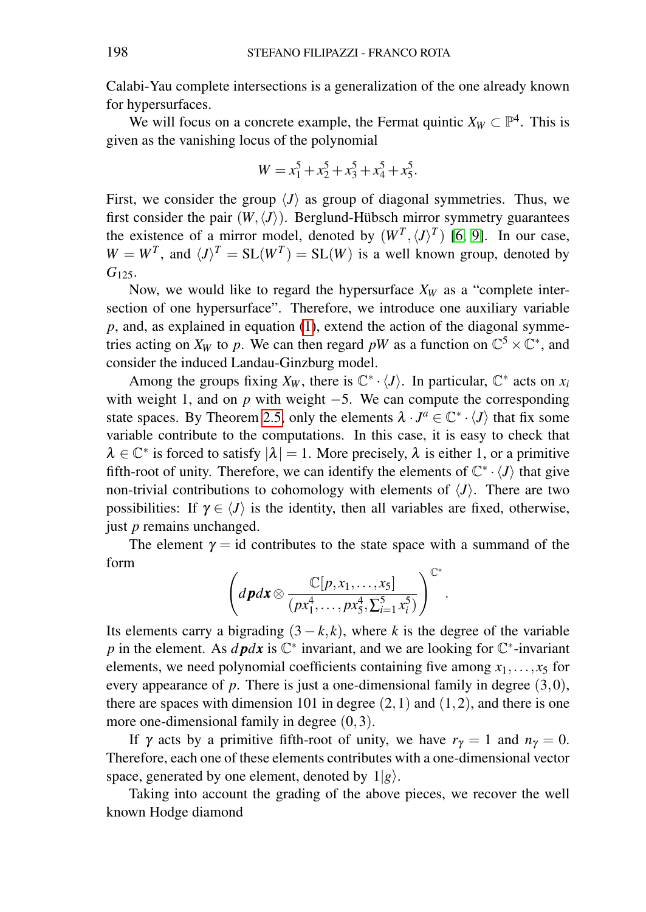Calabi-Yau complete intersections is a generalization of the one already known for hypersurfaces.

We will focus on a concrete example, the Fermat quintic $X_W \subset \mathbb{P}^4$. This is given as the vanishing locus of the polynomial

$$W = x_1^5 + x_2^5 + x_3^5 + x_4^5 + x_5^5.$$

First, we consider the group $\langle J \rangle$ as group of diagonal symmetries. Thus, we first consider the pair $(W, \langle J \rangle)$. Berglund-Hübsch mirror symmetry guarantees the existence of a mirror model, denoted by $(W^T, \langle J \rangle^T)$ [6, 9]. In our case, $W = W^T$, and $\langle J \rangle^T = \mathrm{SL}(W^T) = \mathrm{SL}(W)$ is a well known group, denoted by $G_{125}$.

Now, we would like to regard the hypersurface $X_W$ as a "complete intersection of one hypersurface". Therefore, we introduce one auxiliary variable $p$, and, as explained in equation (1), extend the action of the diagonal symmetries acting on $X_W$ to $p$. We can then regard $pW$ as a function on $\mathbb{C}^5 \times \mathbb{C}^*$, and consider the induced Landau-Ginzburg model.

Among the groups fixing $X_W$, there is $\mathbb{C}^* \cdot \langle J \rangle$. In particular, $\mathbb{C}^*$ acts on $x_i$ with weight 1, and on $p$ with weight $-5$. We can compute the corresponding state spaces. By Theorem 2.5, only the elements $\lambda \cdot J^a \in \mathbb{C}^* \cdot \langle J \rangle$ that fix some variable contribute to the computations. In this case, it is easy to check that $\lambda \in \mathbb{C}^*$ is forced to satisfy $|\lambda| = 1$. More precisely, $\lambda$ is either 1, or a primitive fifth-root of unity. Therefore, we can identify the elements of $\mathbb{C}^* \cdot \langle J \rangle$ that give non-trivial contributions to cohomology with elements of $\langle J \rangle$. There are two possibilities: If $\gamma \in \langle J \rangle$ is the identity, then all variables are fixed, otherwise, just $p$ remains unchanged.

The element $\gamma = \mathrm{id}$ contributes to the state space with a summand of the form

$$\left( d\boldsymbol{p}d\boldsymbol{x} \otimes \frac{\mathbb{C}[p, x_1, \ldots, x_5]}{(px_1^4, \ldots, px_5^4, \sum_{i=1}^5 x_i^5)} \right)^{\mathbb{C}^*}.$$

Its elements carry a bigrading $(3-k, k)$, where $k$ is the degree of the variable $p$ in the element. As $d\boldsymbol{p}d\boldsymbol{x}$ is $\mathbb{C}^*$ invariant, and we are looking for $\mathbb{C}^*$-invariant elements, we need polynomial coefficients containing five among $x_1, \ldots, x_5$ for every appearance of $p$. There is just a one-dimensional family in degree $(3,0)$, there are spaces with dimension 101 in degree $(2,1)$ and $(1,2)$, and there is one more one-dimensional family in degree $(0,3)$.

If $\gamma$ acts by a primitive fifth-root of unity, we have $r_\gamma = 1$ and $n_\gamma = 0$. Therefore, each one of these elements contributes with a one-dimensional vector space, generated by one element, denoted by $1|g\rangle$.

Taking into account the grading of the above pieces, we recover the well known Hodge diamond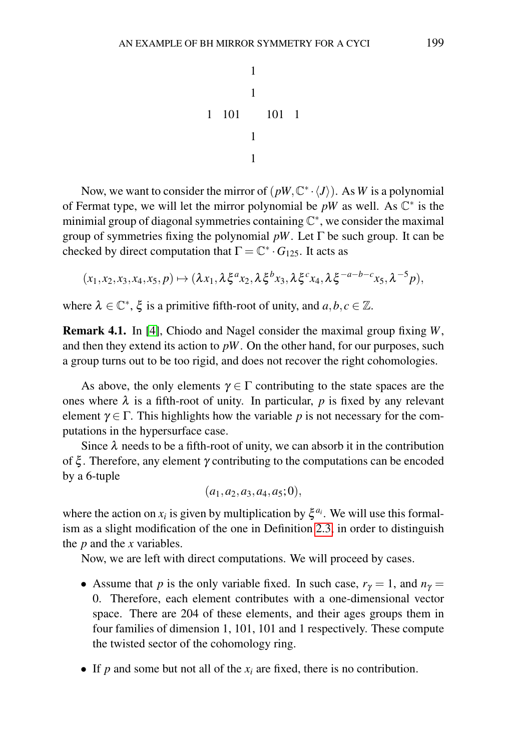$$
\begin{array}{ccccccc}
 & & & 1 & & & \\
 & & & 1 & & & \\
1 & 101 & & & & 101 & 1 \\
 & & & 1 & & & \\
 & & & 1 & & &
\end{array}
$$

Now, we want to consider the mirror of $(pW, \mathbb{C}^* \cdot \langle J \rangle)$. As $W$ is a polynomial of Fermat type, we will let the mirror polynomial be $pW$ as well. As $\mathbb{C}^*$ is the minimial group of diagonal symmetries containing $\mathbb{C}^*$, we consider the maximal group of symmetries fixing the polynomial $pW$. Let $\Gamma$ be such group. It can be checked by direct computation that $\Gamma = \mathbb{C}^* \cdot G_{125}$. It acts as

$$(x_1, x_2, x_3, x_4, x_5, p) \mapsto (\lambda x_1, \lambda \xi^a x_2, \lambda \xi^b x_3, \lambda \xi^c x_4, \lambda \xi^{-a-b-c} x_5, \lambda^{-5} p),$$

where $\lambda \in \mathbb{C}^*$, $\xi$ is a primitive fifth-root of unity, and $a, b, c \in \mathbb{Z}$.

**Remark 4.1.** In [4], Chiodo and Nagel consider the maximal group fixing $W$, and then they extend its action to $pW$. On the other hand, for our purposes, such a group turns out to be too rigid, and does not recover the right cohomologies.

As above, the only elements $\gamma \in \Gamma$ contributing to the state spaces are the ones where $\lambda$ is a fifth-root of unity. In particular, $p$ is fixed by any relevant element $\gamma \in \Gamma$. This highlights how the variable $p$ is not necessary for the computations in the hypersurface case.

Since $\lambda$ needs to be a fifth-root of unity, we can absorb it in the contribution of $\xi$. Therefore, any element $\gamma$ contributing to the computations can be encoded by a 6-tuple

$$(a_1, a_2, a_3, a_4, a_5; 0),$$

where the action on $x_i$ is given by multiplication by $\xi^{a_i}$. We will use this formalism as a slight modification of the one in Definition 2.3, in order to distinguish the $p$ and the $x$ variables.

Now, we are left with direct computations. We will proceed by cases.

- Assume that $p$ is the only variable fixed. In such case, $r_\gamma = 1$, and $n_\gamma = 0$. Therefore, each element contributes with a one-dimensional vector space. There are 204 of these elements, and their ages groups them in four families of dimension 1, 101, 101 and 1 respectively. These compute the twisted sector of the cohomology ring.
- If $p$ and some but not all of the $x_i$ are fixed, there is no contribution.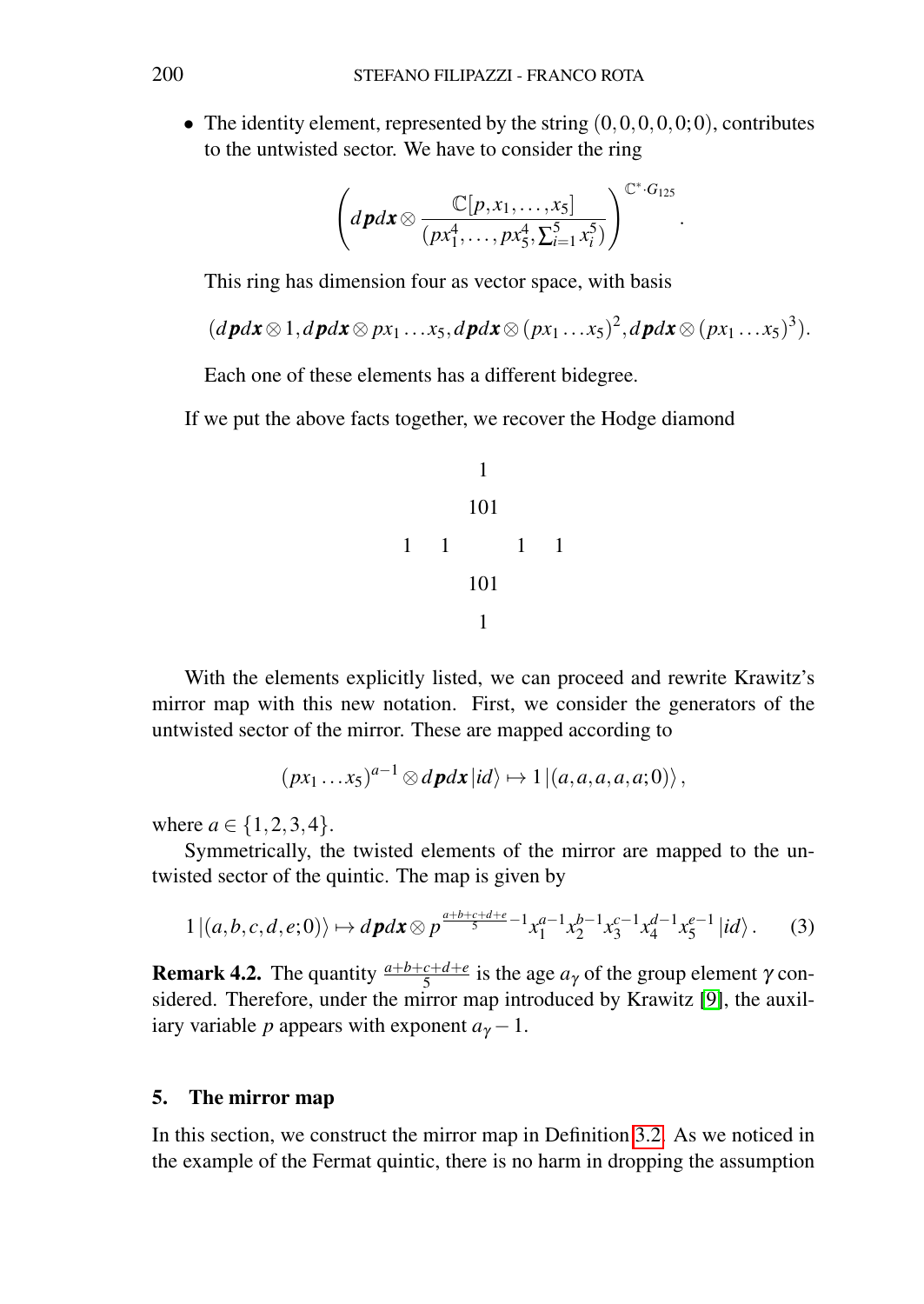- The identity element, represented by the string $(0,0,0,0,0;0)$, contributes to the untwisted sector. We have to consider the ring

$$\left( d\boldsymbol{p}d\boldsymbol{x} \otimes \frac{\mathbb{C}[p,x_1,\dots,x_5]}{(px_1^4,\dots,px_5^4,\sum_{i=1}^5 x_i^5)} \right)^{\mathbb{C}^*\cdot G_{125}}.$$

  This ring has dimension four as vector space, with basis

$$(d\boldsymbol{p}d\boldsymbol{x}\otimes 1, d\boldsymbol{p}d\boldsymbol{x}\otimes px_1\dots x_5, d\boldsymbol{p}d\boldsymbol{x}\otimes (px_1\dots x_5)^2, d\boldsymbol{p}d\boldsymbol{x}\otimes (px_1\dots x_5)^3).$$

  Each one of these elements has a different bidegree.

If we put the above facts together, we recover the Hodge diamond

$$\begin{matrix} & & & 1 & & & \\ & & & 101 & & & \\ 1 & & 1 & & 1 & & 1 \\ & & & 101 & & & \\ & & & 1 & & & \end{matrix}$$

With the elements explicitly listed, we can proceed and rewrite Krawitz's mirror map with this new notation. First, we consider the generators of the untwisted sector of the mirror. These are mapped according to

$$(px_1\dots x_5)^{a-1}\otimes d\boldsymbol{p}d\boldsymbol{x}\,|id\rangle \mapsto 1\,|(a,a,a,a,a;0)\rangle,$$

where $a\in\{1,2,3,4\}$.

Symmetrically, the twisted elements of the mirror are mapped to the untwisted sector of the quintic. The map is given by

$$1\,|(a,b,c,d,e;0)\rangle \mapsto d\boldsymbol{p}d\boldsymbol{x}\otimes p^{\frac{a+b+c+d+e}{5}-1}x_1^{a-1}x_2^{b-1}x_3^{c-1}x_4^{d-1}x_5^{e-1}\,|id\rangle. \quad (3)$$

**Remark 4.2.** The quantity $\frac{a+b+c+d+e}{5}$ is the age $a_\gamma$ of the group element $\gamma$ considered. Therefore, under the mirror map introduced by Krawitz [9], the auxiliary variable $p$ appears with exponent $a_\gamma - 1$.

## 5. The mirror map

In this section, we construct the mirror map in Definition 3.2. As we noticed in the example of the Fermat quintic, there is no harm in dropping the assumption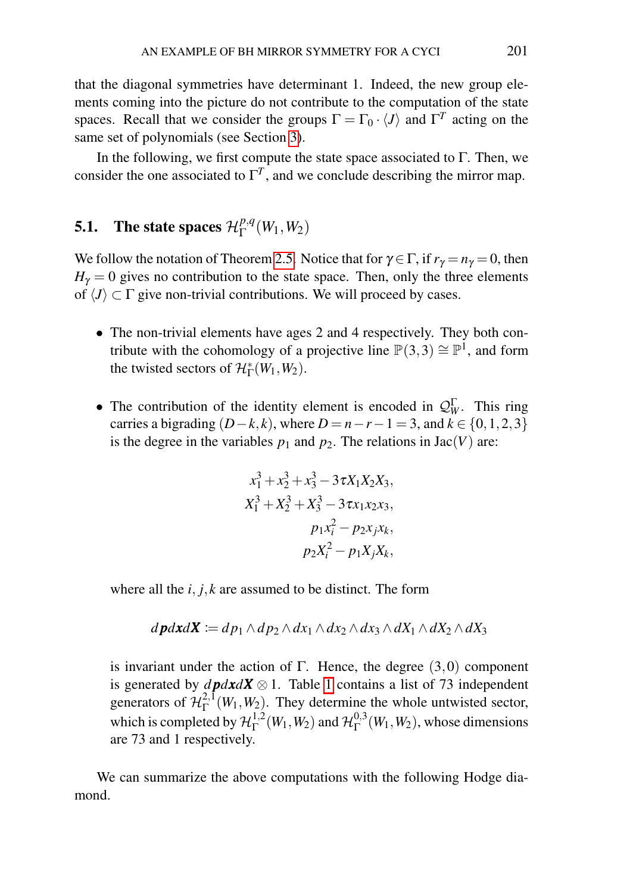that the diagonal symmetries have determinant 1. Indeed, the new group elements coming into the picture do not contribute to the computation of the state spaces. Recall that we consider the groups $\Gamma = \Gamma_0 \cdot \langle J \rangle$ and $\Gamma^T$ acting on the same set of polynomials (see Section 3).

In the following, we first compute the state space associated to $\Gamma$. Then, we consider the one associated to $\Gamma^T$, and we conclude describing the mirror map.

## 5.1. The state spaces $\mathcal{H}^{p,q}_{\Gamma}(W_1, W_2)$

We follow the notation of Theorem 2.5. Notice that for $\gamma \in \Gamma$, if $r_\gamma = n_\gamma = 0$, then $H_\gamma = 0$ gives no contribution to the state space. Then, only the three elements of $\langle J \rangle \subset \Gamma$ give non-trivial contributions. We will proceed by cases.

- The non-trivial elements have ages 2 and 4 respectively. They both contribute with the cohomology of a projective line $\mathbb{P}(3,3) \cong \mathbb{P}^1$, and form the twisted sectors of $\mathcal{H}^*_{\Gamma}(W_1, W_2)$.

- The contribution of the identity element is encoded in $\mathcal{Q}^{\Gamma}_W$. This ring carries a bigrading $(D-k, k)$, where $D = n - r - 1 = 3$, and $k \in \{0,1,2,3\}$ is the degree in the variables $p_1$ and $p_2$. The relations in $\mathrm{Jac}(V)$ are:

$$
\begin{aligned}
x_1^3 + x_2^3 + x_3^3 - 3\tau X_1 X_2 X_3, \\
X_1^3 + X_2^3 + X_3^3 - 3\tau x_1 x_2 x_3, \\
p_1 x_i^2 - p_2 x_j x_k, \\
p_2 X_i^2 - p_1 X_j X_k,
\end{aligned}
$$

  where all the $i, j, k$ are assumed to be distinct. The form

$$
d\boldsymbol{p} d\boldsymbol{x} d\boldsymbol{X} := dp_1 \wedge dp_2 \wedge dx_1 \wedge dx_2 \wedge dx_3 \wedge dX_1 \wedge dX_2 \wedge dX_3
$$

  is invariant under the action of $\Gamma$. Hence, the degree $(3,0)$ component is generated by $d\boldsymbol{p} d\boldsymbol{x} d\boldsymbol{X} \otimes 1$. Table 1 contains a list of 73 independent generators of $\mathcal{H}^{2,1}_{\Gamma}(W_1, W_2)$. They determine the whole untwisted sector, which is completed by $\mathcal{H}^{1,2}_{\Gamma}(W_1, W_2)$ and $\mathcal{H}^{0,3}_{\Gamma}(W_1, W_2)$, whose dimensions are 73 and 1 respectively.

We can summarize the above computations with the following Hodge diamond.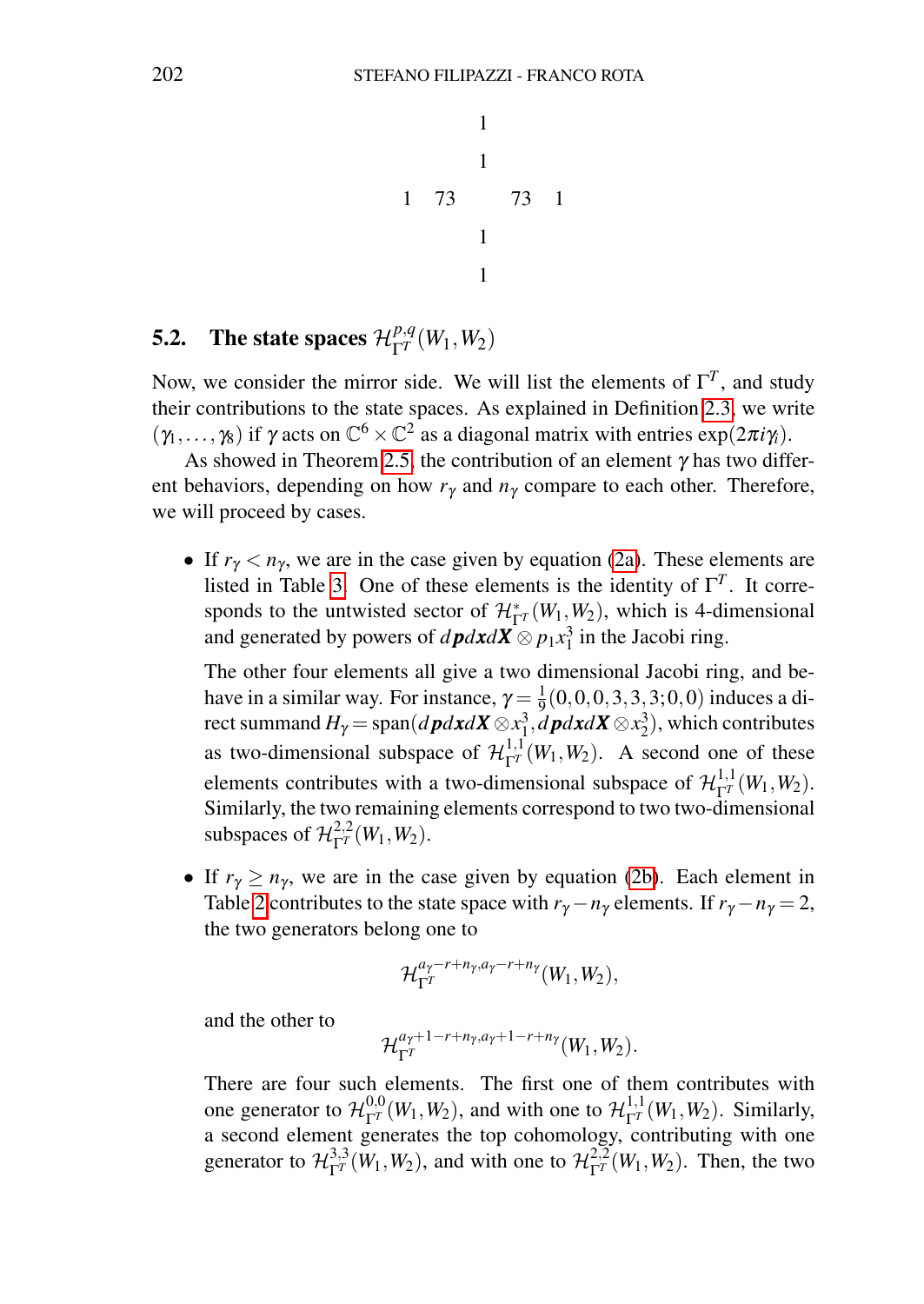$$
\begin{array}{ccccc}
 & & 1 & & \\
 & & 1 & & \\
1 & 73 & & 73 & 1 \\
 & & 1 & & \\
 & & 1 & &
\end{array}
$$

### 5.2. The state spaces $\mathcal{H}^{p,q}_{\Gamma^T}(W_1,W_2)$

Now, we consider the mirror side. We will list the elements of $\Gamma^T$, and study their contributions to the state spaces. As explained in Definition 2.3, we write $(\gamma_1,\dots,\gamma_8)$ if $\gamma$ acts on $\mathbb{C}^6\times\mathbb{C}^2$ as a diagonal matrix with entries $\exp(2\pi i\gamma_i)$.

As showed in Theorem 2.5, the contribution of an element $\gamma$ has two different behaviors, depending on how $r_\gamma$ and $n_\gamma$ compare to each other. Therefore, we will proceed by cases.

- If $r_\gamma < n_\gamma$, we are in the case given by equation (2a). These elements are listed in Table 3. One of these elements is the identity of $\Gamma^T$. It corresponds to the untwisted sector of $\mathcal{H}^*_{\Gamma^T}(W_1,W_2)$, which is 4-dimensional and generated by powers of $d\boldsymbol{p}d\boldsymbol{x}d\boldsymbol{X}\otimes p_1x_1^3$ in the Jacobi ring.

  The other four elements all give a two dimensional Jacobi ring, and behave in a similar way. For instance, $\gamma=\frac{1}{9}(0,0,0,3,3,3;0,0)$ induces a direct summand $H_\gamma=\operatorname{span}(d\boldsymbol{p}d\boldsymbol{x}d\boldsymbol{X}\otimes x_1^3, d\boldsymbol{p}d\boldsymbol{x}d\boldsymbol{X}\otimes x_2^3)$, which contributes as two-dimensional subspace of $\mathcal{H}^{1,1}_{\Gamma^T}(W_1,W_2)$. A second one of these elements contributes with a two-dimensional subspace of $\mathcal{H}^{1,1}_{\Gamma^T}(W_1,W_2)$. Similarly, the two remaining elements correspond to two two-dimensional subspaces of $\mathcal{H}^{2,2}_{\Gamma^T}(W_1,W_2)$.

- If $r_\gamma \geq n_\gamma$, we are in the case given by equation (2b). Each element in Table 2 contributes to the state space with $r_\gamma - n_\gamma$ elements. If $r_\gamma - n_\gamma = 2$, the two generators belong one to

$$
\mathcal{H}^{a_\gamma-r+n_\gamma,a_\gamma-r+n_\gamma}_{\Gamma^T}(W_1,W_2),
$$

  and the other to

$$
\mathcal{H}^{a_\gamma+1-r+n_\gamma,a_\gamma+1-r+n_\gamma}_{\Gamma^T}(W_1,W_2).
$$

  There are four such elements. The first one of them contributes with one generator to $\mathcal{H}^{0,0}_{\Gamma^T}(W_1,W_2)$, and with one to $\mathcal{H}^{1,1}_{\Gamma^T}(W_1,W_2)$. Similarly, a second element generates the top cohomology, contributing with one generator to $\mathcal{H}^{3,3}_{\Gamma^T}(W_1,W_2)$, and with one to $\mathcal{H}^{2,2}_{\Gamma^T}(W_1,W_2)$. Then, the two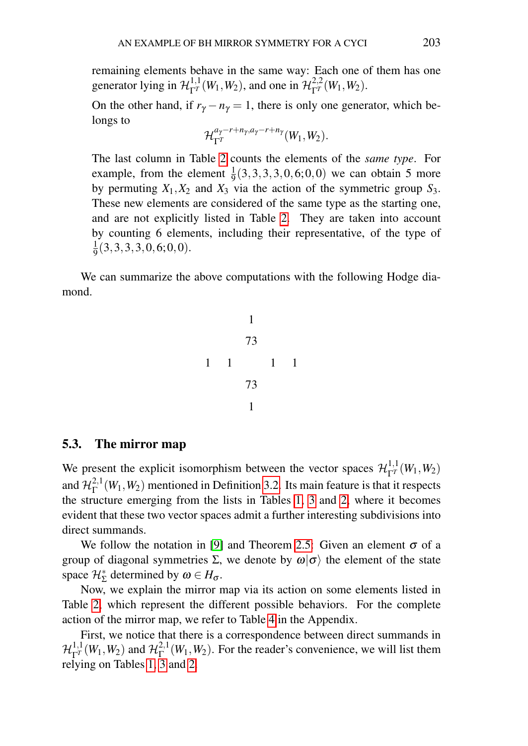remaining elements behave in the same way: Each one of them has one generator lying in $\mathcal{H}^{1,1}_{\Gamma^T}(W_1,W_2)$, and one in $\mathcal{H}^{2,2}_{\Gamma^T}(W_1,W_2)$.

On the other hand, if $r_\gamma - n_\gamma = 1$, there is only one generator, which belongs to

$$\mathcal{H}^{a_\gamma - r + n_\gamma, a_\gamma - r + n_\gamma}_{\Gamma^T}(W_1,W_2).$$

The last column in Table 2 counts the elements of the *same type*. For example, from the element $\frac{1}{9}(3,3,3,3,0,6;0,0)$ we can obtain 5 more by permuting $X_1, X_2$ and $X_3$ via the action of the symmetric group $S_3$. These new elements are considered of the same type as the starting one, and are not explicitly listed in Table 2. They are taken into account by counting 6 elements, including their representative, of the type of $\frac{1}{9}(3,3,3,3,0,6;0,0)$.

We can summarize the above computations with the following Hodge diamond.

$$\begin{array}{ccccccc}
 & & & 1 & & & \\
 & & & 73 & & & \\
1 & & 1 & & 1 & & 1 \\
 & & & 73 & & & \\
 & & & 1 & & &
\end{array}$$

### 5.3. The mirror map

We present the explicit isomorphism between the vector spaces $\mathcal{H}^{1,1}_{\Gamma^T}(W_1,W_2)$ and $\mathcal{H}^{2,1}_{\Gamma}(W_1,W_2)$ mentioned in Definition 3.2. Its main feature is that it respects the structure emerging from the lists in Tables 1, 3 and 2, where it becomes evident that these two vector spaces admit a further interesting subdivisions into direct summands.

We follow the notation in [9] and Theorem 2.5: Given an element $\sigma$ of a group of diagonal symmetries $\Sigma$, we denote by $\omega|\sigma\rangle$ the element of the state space $\mathcal{H}^*_\Sigma$ determined by $\omega \in H_\sigma$.

Now, we explain the mirror map via its action on some elements listed in Table 2, which represent the different possible behaviors. For the complete action of the mirror map, we refer to Table 4 in the Appendix.

First, we notice that there is a correspondence between direct summands in $\mathcal{H}^{1,1}_{\Gamma^T}(W_1,W_2)$ and $\mathcal{H}^{2,1}_{\Gamma}(W_1,W_2)$. For the reader's convenience, we will list them relying on Tables 1, 3 and 2.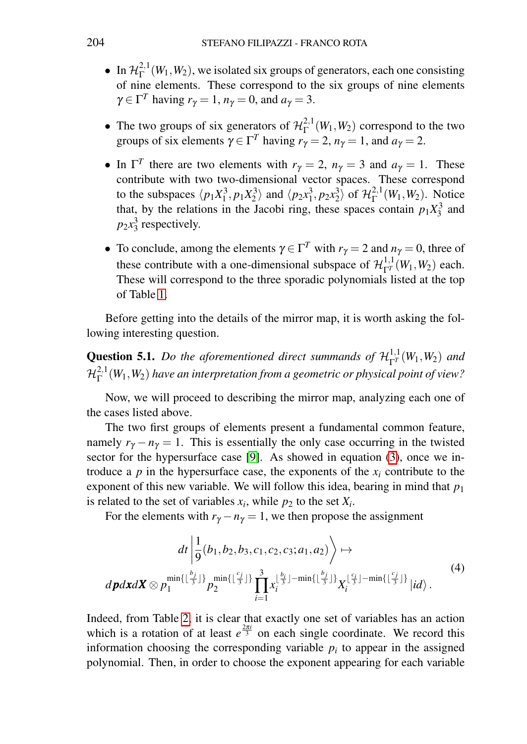- In $\mathcal{H}^{2,1}_{\Gamma}(W_1,W_2)$, we isolated six groups of generators, each one consisting of nine elements. These correspond to the six groups of nine elements $\gamma \in \Gamma^T$ having $r_\gamma = 1$, $n_\gamma = 0$, and $a_\gamma = 3$.

- The two groups of six generators of $\mathcal{H}^{2,1}_{\Gamma}(W_1,W_2)$ correspond to the two groups of six elements $\gamma \in \Gamma^T$ having $r_\gamma = 2$, $n_\gamma = 1$, and $a_\gamma = 2$.

- In $\Gamma^T$ there are two elements with $r_\gamma = 2$, $n_\gamma = 3$ and $a_\gamma = 1$. These contribute with two two-dimensional vector spaces. These correspond to the subspaces $\langle p_1X_1^3, p_1X_2^3\rangle$ and $\langle p_2x_1^3, p_2x_2^3\rangle$ of $\mathcal{H}^{2,1}_{\Gamma}(W_1,W_2)$. Notice that, by the relations in the Jacobi ring, these spaces contain $p_1X_3^3$ and $p_2x_3^3$ respectively.

- To conclude, among the elements $\gamma \in \Gamma^T$ with $r_\gamma = 2$ and $n_\gamma = 0$, three of these contribute with a one-dimensional subspace of $\mathcal{H}^{1,1}_{\Gamma^T}(W_1,W_2)$ each. These will correspond to the three sporadic polynomials listed at the top of Table 1.

Before getting into the details of the mirror map, it is worth asking the following interesting question.

**Question 5.1.** *Do the aforementioned direct summands of $\mathcal{H}^{1,1}_{\Gamma^T}(W_1,W_2)$ and $\mathcal{H}^{2,1}_{\Gamma}(W_1,W_2)$ have an interpretation from a geometric or physical point of view?*

Now, we will proceed to describing the mirror map, analyzing each one of the cases listed above.

The two first groups of elements present a fundamental common feature, namely $r_\gamma - n_\gamma = 1$. This is essentially the only case occurring in the twisted sector for the hypersurface case [9]. As showed in equation (3), once we introduce a $p$ in the hypersurface case, the exponents of the $x_i$ contribute to the exponent of this new variable. We will follow this idea, bearing in mind that $p_1$ is related to the set of variables $x_i$, while $p_2$ to the set $X_i$.

For the elements with $r_\gamma - n_\gamma = 1$, we then propose the assignment

$$
\begin{gathered}
dt\left|\frac{1}{9}(b_1,b_2,b_3,c_1,c_2,c_3;a_1,a_2)\right\rangle \mapsto \\
d\boldsymbol{p}d\boldsymbol{x}d\boldsymbol{X} \otimes p_1^{\min\{\lfloor \frac{b_j}{3}\rfloor\}} p_2^{\min\{\lfloor \frac{c_j}{3}\rfloor\}} \prod_{i=1}^{3} x_i^{\lfloor \frac{b_i}{3}\rfloor - \min\{\lfloor \frac{b_j}{3}\rfloor\}} X_i^{\lfloor \frac{c_i}{3}\rfloor - \min\{\lfloor \frac{c_j}{3}\rfloor\}} |id\rangle\,.
\end{gathered}
\tag{4}
$$

Indeed, from Table 2, it is clear that exactly one set of variables has an action which is a rotation of at least $e^{\frac{2\pi i}{3}}$ on each single coordinate. We record this information choosing the corresponding variable $p_i$ to appear in the assigned polynomial. Then, in order to choose the exponent appearing for each variable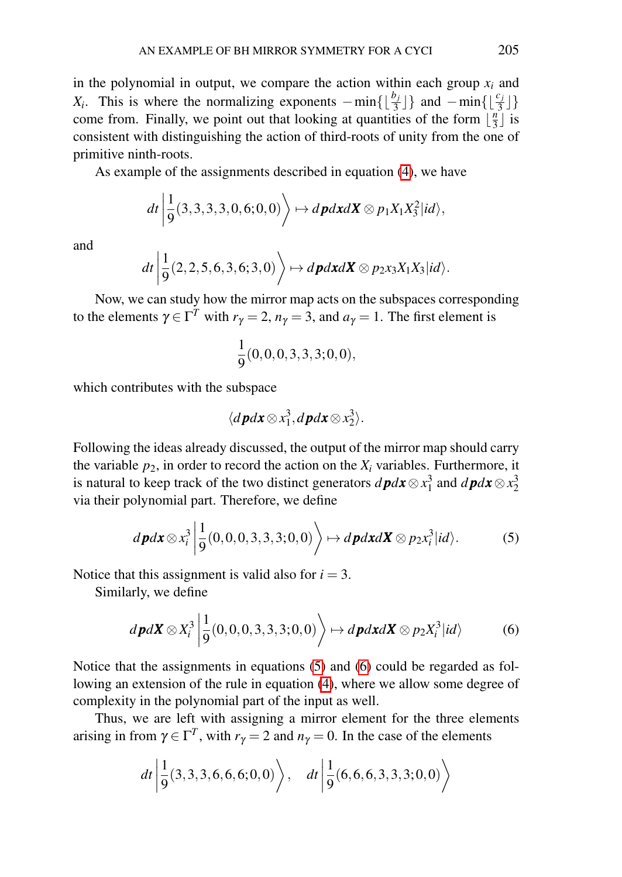in the polynomial in output, we compare the action within each group $x_i$ and $X_i$. This is where the normalizing exponents $-\min\{\lfloor \frac{b_i}{3} \rfloor\}$ and $-\min\{\lfloor \frac{c_j}{3} \rfloor\}$ come from. Finally, we point out that looking at quantities of the form $\lfloor \frac{n}{3} \rfloor$ is consistent with distinguishing the action of third-roots of unity from the one of primitive ninth-roots.

As example of the assignments described in equation (4), we have

$$dt \left| \frac{1}{9}(3,3,3,3,0,6;0,0) \right\rangle \mapsto d\boldsymbol{p}d\boldsymbol{x}d\boldsymbol{X} \otimes p_1 X_1 X_3^2 |id\rangle,$$

and

$$dt \left| \frac{1}{9}(2,2,5,6,3,6;3,0) \right\rangle \mapsto d\boldsymbol{p}d\boldsymbol{x}d\boldsymbol{X} \otimes p_2 x_3 X_1 X_3 |id\rangle.$$

Now, we can study how the mirror map acts on the subspaces corresponding to the elements $\gamma \in \Gamma^T$ with $r_\gamma = 2$, $n_\gamma = 3$, and $a_\gamma = 1$. The first element is

$$\frac{1}{9}(0,0,0,3,3,3;0,0),$$

which contributes with the subspace

$$\langle d\boldsymbol{p}d\boldsymbol{x} \otimes x_1^3, d\boldsymbol{p}d\boldsymbol{x} \otimes x_2^3 \rangle.$$

Following the ideas already discussed, the output of the mirror map should carry the variable $p_2$, in order to record the action on the $X_i$ variables. Furthermore, it is natural to keep track of the two distinct generators $d\boldsymbol{p}d\boldsymbol{x} \otimes x_1^3$ and $d\boldsymbol{p}d\boldsymbol{x} \otimes x_2^3$ via their polynomial part. Therefore, we define

$$d\boldsymbol{p}d\boldsymbol{x} \otimes x_i^3 \left| \frac{1}{9}(0,0,0,3,3,3;0,0) \right\rangle \mapsto d\boldsymbol{p}d\boldsymbol{x}d\boldsymbol{X} \otimes p_2 x_i^3 |id\rangle. \tag{5}$$

Notice that this assignment is valid also for $i = 3$.

Similarly, we define

$$d\boldsymbol{p}d\boldsymbol{X} \otimes X_i^3 \left| \frac{1}{9}(0,0,0,3,3,3;0,0) \right\rangle \mapsto d\boldsymbol{p}d\boldsymbol{x}d\boldsymbol{X} \otimes p_2 X_i^3 |id\rangle \tag{6}$$

Notice that the assignments in equations (5) and (6) could be regarded as following an extension of the rule in equation (4), where we allow some degree of complexity in the polynomial part of the input as well.

Thus, we are left with assigning a mirror element for the three elements arising in from $\gamma \in \Gamma^T$, with $r_\gamma = 2$ and $n_\gamma = 0$. In the case of the elements

$$dt \left| \frac{1}{9}(3,3,3,6,6,6;0,0) \right\rangle, \quad dt \left| \frac{1}{9}(6,6,6,3,3,3;0,0) \right\rangle$$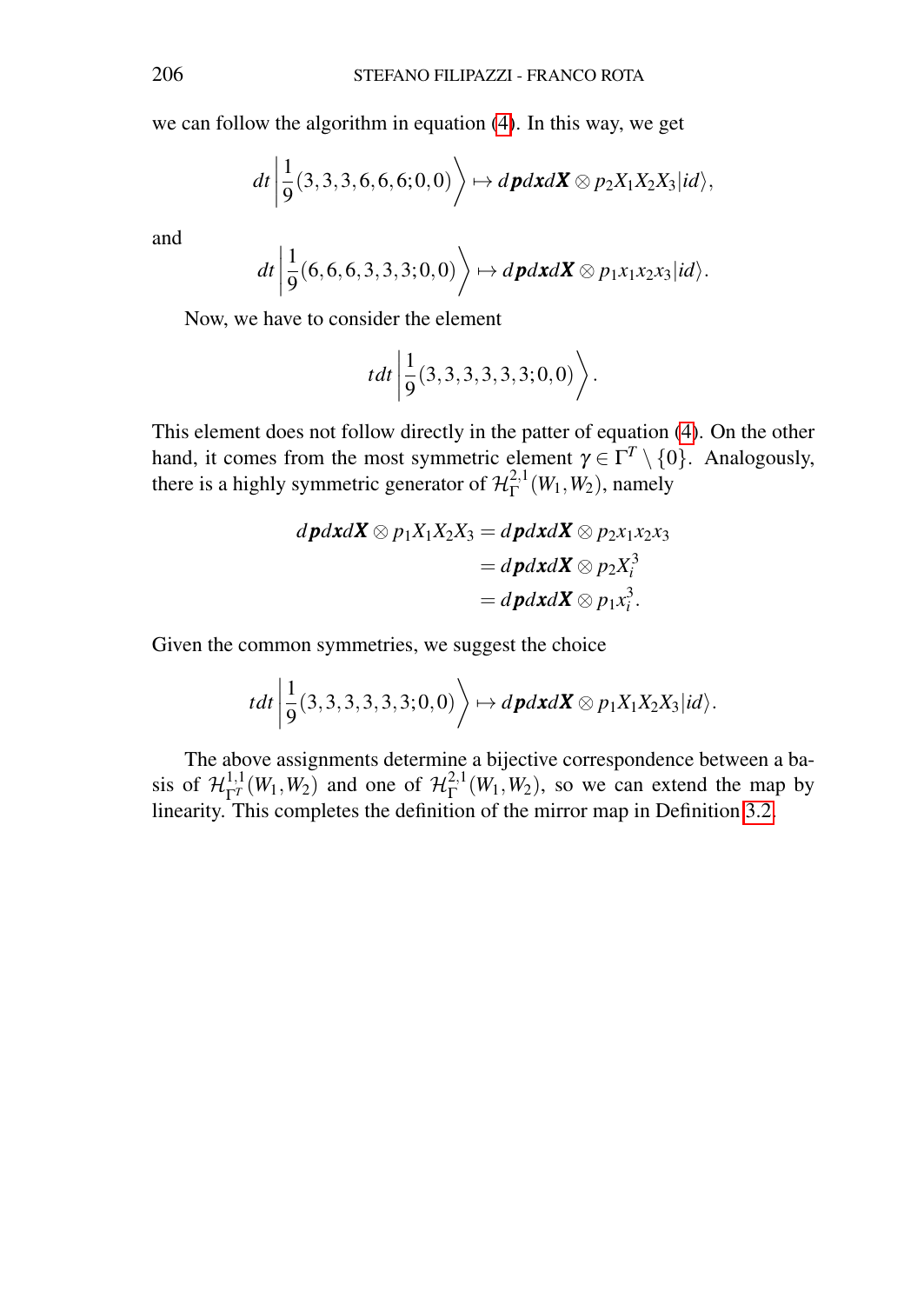we can follow the algorithm in equation (4). In this way, we get

$$dt\left|\frac{1}{9}(3,3,3,6,6,6;0,0)\right\rangle \mapsto d\boldsymbol{p}d\boldsymbol{x}d\boldsymbol{X}\otimes p_2X_1X_2X_3|id\rangle,$$

and

$$dt\left|\frac{1}{9}(6,6,6,3,3,3;0,0)\right\rangle \mapsto d\boldsymbol{p}d\boldsymbol{x}d\boldsymbol{X}\otimes p_1x_1x_2x_3|id\rangle.$$

Now, we have to consider the element

$$tdt\left|\frac{1}{9}(3,3,3,3,3,3;0,0)\right\rangle.$$

This element does not follow directly in the patter of equation (4). On the other hand, it comes from the most symmetric element $\gamma \in \Gamma^T \setminus \{0\}$. Analogously, there is a highly symmetric generator of $\mathcal{H}^{2,1}_{\Gamma}(W_1,W_2)$, namely

$$\begin{aligned}
d\boldsymbol{p}d\boldsymbol{x}d\boldsymbol{X}\otimes p_1X_1X_2X_3 &= d\boldsymbol{p}d\boldsymbol{x}d\boldsymbol{X}\otimes p_2x_1x_2x_3\\
&= d\boldsymbol{p}d\boldsymbol{x}d\boldsymbol{X}\otimes p_2X_i^3\\
&= d\boldsymbol{p}d\boldsymbol{x}d\boldsymbol{X}\otimes p_1x_i^3.
\end{aligned}$$

Given the common symmetries, we suggest the choice

$$tdt\left|\frac{1}{9}(3,3,3,3,3,3;0,0)\right\rangle \mapsto d\boldsymbol{p}d\boldsymbol{x}d\boldsymbol{X}\otimes p_1X_1X_2X_3|id\rangle.$$

The above assignments determine a bijective correspondence between a basis of $\mathcal{H}^{1,1}_{\Gamma^T}(W_1,W_2)$ and one of $\mathcal{H}^{2,1}_{\Gamma}(W_1,W_2)$, so we can extend the map by linearity. This completes the definition of the mirror map in Definition 3.2.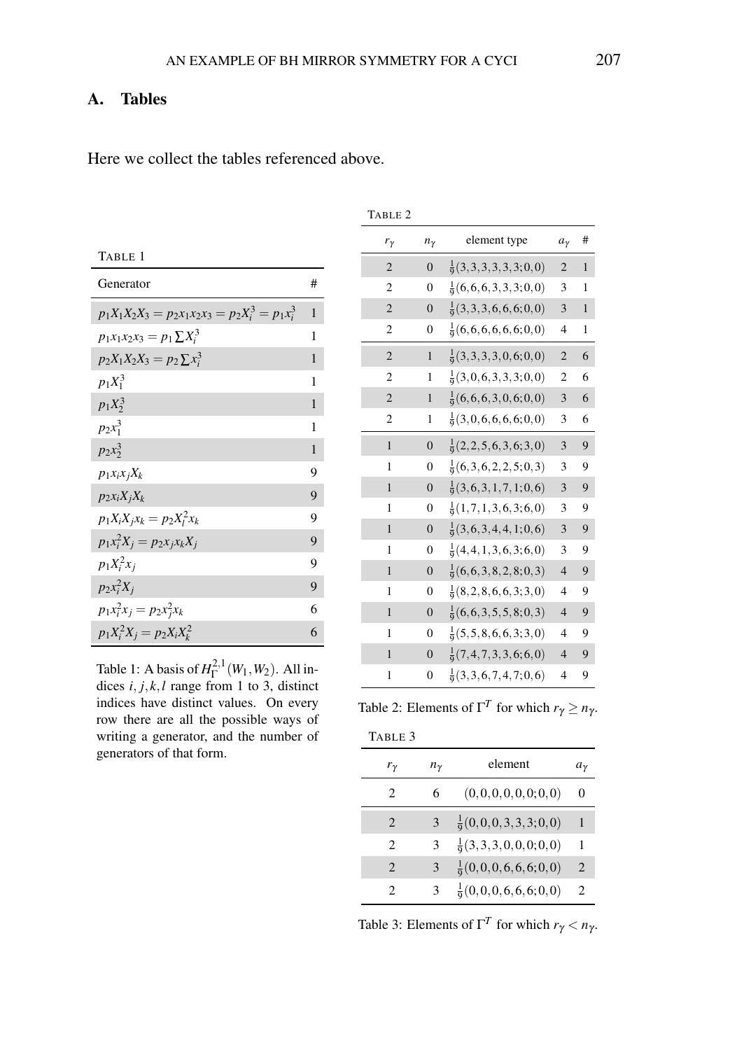## A. Tables

Here we collect the tables referenced above.

TABLE 1

| Generator | # |
|---|---|
| $p_1X_1X_2X_3 = p_2x_1x_2x_3 = p_2X_i^3 = p_1x_i^3$ | 1 |
| $p_1x_1x_2x_3 = p_1\sum X_i^3$ | 1 |
| $p_2X_1X_2X_3 = p_2\sum x_i^3$ | 1 |
| $p_1X_1^3$ | 1 |
| $p_1X_2^3$ | 1 |
| $p_2x_1^3$ | 1 |
| $p_2x_2^3$ | 1 |
| $p_1x_ix_jX_k$ | 9 |
| $p_2x_iX_jX_k$ | 9 |
| $p_1X_iX_jx_k = p_2X_l^2x_k$ | 9 |
| $p_1x_i^2X_j = p_2x_jx_kX_j$ | 9 |
| $p_1X_i^2x_j$ | 9 |
| $p_2x_i^2X_j$ | 9 |
| $p_1x_i^2x_j = p_2x_j^2x_k$ | 6 |
| $p_1X_i^2X_j = p_2X_iX_k^2$ | 6 |

Table 1: A basis of $H^{2,1}_{\Gamma}(W_1,W_2)$. All indices $i,j,k,l$ range from 1 to 3, distinct indices have distinct values. On every row there are all the possible ways of writing a generator, and the number of generators of that form.

TABLE 2

| $r_\gamma$ | $n_\gamma$ | element type | $a_\gamma$ | # |
|---|---|---|---|---|
| 2 | 0 | $\frac{1}{9}(3,3,3,3,3,3;0,0)$ | 2 | 1 |
| 2 | 0 | $\frac{1}{9}(6,6,6,3,3,3;0,0)$ | 3 | 1 |
| 2 | 0 | $\frac{1}{9}(3,3,3,6,6,6;0,0)$ | 3 | 1 |
| 2 | 0 | $\frac{1}{9}(6,6,6,6,6,6;0,0)$ | 4 | 1 |
| 2 | 1 | $\frac{1}{9}(3,3,3,3,0,6;0,0)$ | 2 | 6 |
| 2 | 1 | $\frac{1}{9}(3,0,6,3,3,3;0,0)$ | 2 | 6 |
| 2 | 1 | $\frac{1}{9}(6,6,6,3,0,6;0,0)$ | 3 | 6 |
| 2 | 1 | $\frac{1}{9}(3,0,6,6,6,6;0,0)$ | 3 | 6 |
| 1 | 0 | $\frac{1}{9}(2,2,5,6,3,6;3,0)$ | 3 | 9 |
| 1 | 0 | $\frac{1}{9}(6,3,6,2,2,5;0,3)$ | 3 | 9 |
| 1 | 0 | $\frac{1}{9}(3,6,3,1,7,1;0,6)$ | 3 | 9 |
| 1 | 0 | $\frac{1}{9}(1,7,1,3,6,3;6,0)$ | 3 | 9 |
| 1 | 0 | $\frac{1}{9}(3,6,3,4,4,1;0,6)$ | 3 | 9 |
| 1 | 0 | $\frac{1}{9}(4,4,1,3,6,3;6,0)$ | 3 | 9 |
| 1 | 0 | $\frac{1}{9}(6,6,3,8,2,8;0,3)$ | 4 | 9 |
| 1 | 0 | $\frac{1}{9}(8,2,8,6,6,3;3,0)$ | 4 | 9 |
| 1 | 0 | $\frac{1}{9}(6,6,3,5,5,8;0,3)$ | 4 | 9 |
| 1 | 0 | $\frac{1}{9}(5,5,8,6,6,3;3,0)$ | 4 | 9 |
| 1 | 0 | $\frac{1}{9}(7,4,7,3,3,6;6,0)$ | 4 | 9 |
| 1 | 0 | $\frac{1}{9}(3,3,6,7,4,7;0,6)$ | 4 | 9 |

Table 2: Elements of $\Gamma^T$ for which $r_\gamma \geq n_\gamma$.

TABLE 3

| $r_\gamma$ | $n_\gamma$ | element | $a_\gamma$ |
|---|---|---|---|
| 2 | 6 | $(0,0,0,0,0,0;0,0)$ | 0 |
| 2 | 3 | $\frac{1}{9}(0,0,0,3,3,3;0,0)$ | 1 |
| 2 | 3 | $\frac{1}{9}(3,3,3,0,0,0;0,0)$ | 1 |
| 2 | 3 | $\frac{1}{9}(0,0,0,6,6,6;0,0)$ | 2 |
| 2 | 3 | $\frac{1}{9}(0,0,0,6,6,6;0,0)$ | 2 |

Table 3: Elements of $\Gamma^T$ for which $r_\gamma < n_\gamma$.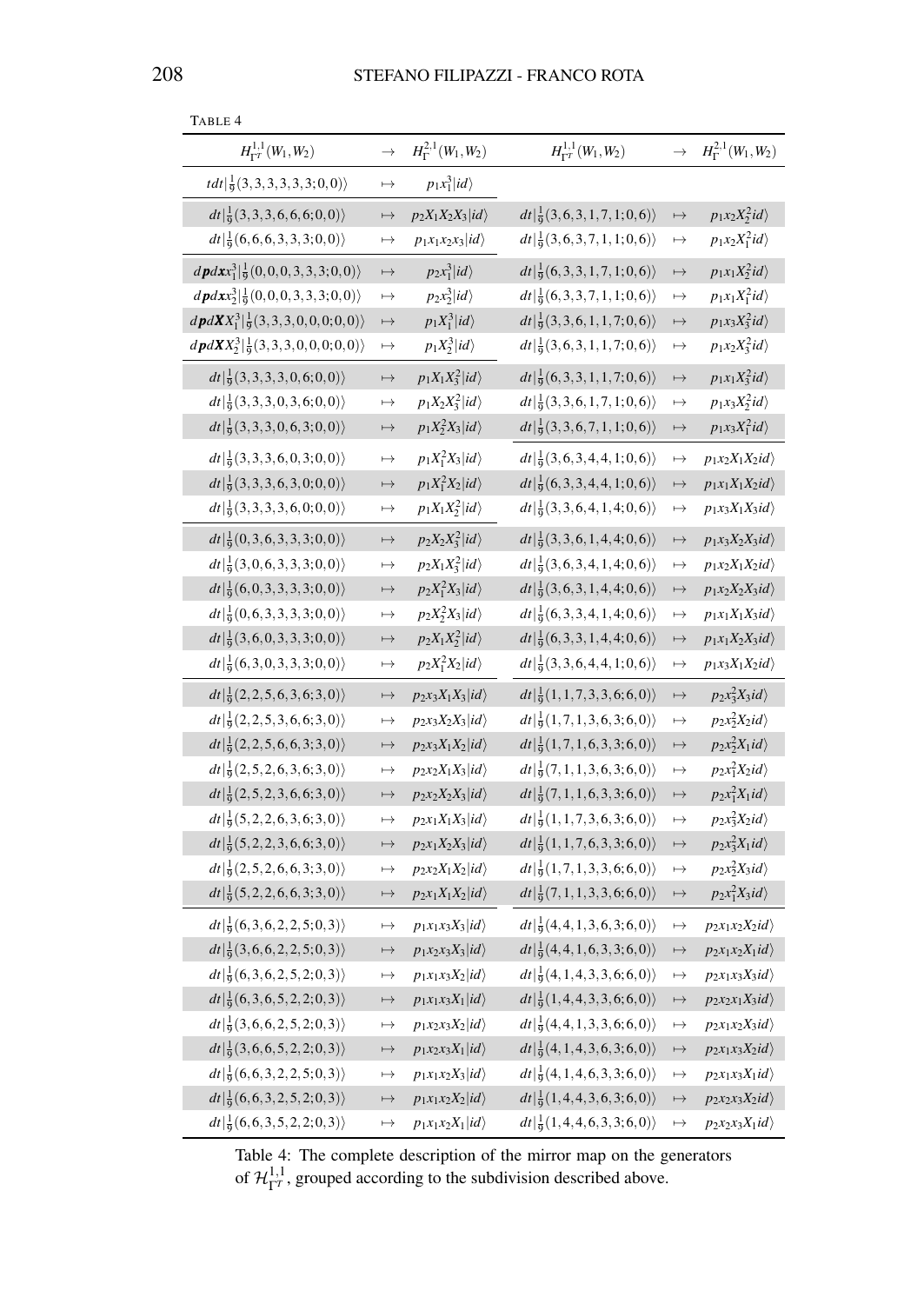TABLE 4

| $H^{1,1}_{\Gamma^T}(W_1,W_2)$ | $\to$ | $H^{2,1}_{\Gamma}(W_1,W_2)$ | $H^{1,1}_{\Gamma^T}(W_1,W_2)$ | $\to$ | $H^{2,1}_{\Gamma}(W_1,W_2)$ |
|---|---|---|---|---|---|
| $tdt\vert\frac{1}{9}(3,3,3,3,3,3;0,0)\rangle$ | $\mapsto$ | $p_1x_1^3\vert id\rangle$ | | | |
| $dt\vert\frac{1}{9}(3,3,3,6,6,6;0,0)\rangle$ | $\mapsto$ | $p_2X_1X_2X_3\vert id\rangle$ | $dt\vert\frac{1}{9}(3,6,3,1,7,1;0,6)\rangle$ | $\mapsto$ | $p_1x_2X_2^2id\rangle$ |
| $dt\vert\frac{1}{9}(6,6,6,3,3,3;0,0)\rangle$ | $\mapsto$ | $p_1x_1x_2x_3\vert id\rangle$ | $dt\vert\frac{1}{9}(3,6,3,7,1,1;0,6)\rangle$ | $\mapsto$ | $p_1x_2X_1^2id\rangle$ |
| $d\boldsymbol{p}d\boldsymbol{x}x_1^3\vert\frac{1}{9}(0,0,0,3,3,3;0,0)\rangle$ | $\mapsto$ | $p_2x_1^3\vert id\rangle$ | $dt\vert\frac{1}{9}(6,3,3,1,7,1;0,6)\rangle$ | $\mapsto$ | $p_1x_1X_2^2id\rangle$ |
| $d\boldsymbol{p}d\boldsymbol{x}x_2^3\vert\frac{1}{9}(0,0,0,3,3,3;0,0)\rangle$ | $\mapsto$ | $p_2x_2^3\vert id\rangle$ | $dt\vert\frac{1}{9}(6,3,3,7,1,1;0,6)\rangle$ | $\mapsto$ | $p_1x_1X_1^2id\rangle$ |
| $d\boldsymbol{p}d\boldsymbol{X}X_1^3\vert\frac{1}{9}(3,3,3,0,0,0;0,0)\rangle$ | $\mapsto$ | $p_1X_1^3\vert id\rangle$ | $dt\vert\frac{1}{9}(3,3,6,1,1,7;0,6)\rangle$ | $\mapsto$ | $p_1x_3X_3^2id\rangle$ |
| $d\boldsymbol{p}d\boldsymbol{X}X_2^3\vert\frac{1}{9}(3,3,3,0,0,0;0,0)\rangle$ | $\mapsto$ | $p_1X_2^3\vert id\rangle$ | $dt\vert\frac{1}{9}(3,6,3,1,1,7;0,6)\rangle$ | $\mapsto$ | $p_1x_2X_3^2id\rangle$ |
| $dt\vert\frac{1}{9}(3,3,3,3,0,6;0,0)\rangle$ | $\mapsto$ | $p_1X_1X_3^2\vert id\rangle$ | $dt\vert\frac{1}{9}(6,3,3,1,1,7;0,6)\rangle$ | $\mapsto$ | $p_1x_1X_3^2id\rangle$ |
| $dt\vert\frac{1}{9}(3,3,3,0,3,6;0,0)\rangle$ | $\mapsto$ | $p_1X_2X_3^2\vert id\rangle$ | $dt\vert\frac{1}{9}(3,3,6,1,7,1;0,6)\rangle$ | $\mapsto$ | $p_1x_3X_2^2id\rangle$ |
| $dt\vert\frac{1}{9}(3,3,3,0,6,3;0,0)\rangle$ | $\mapsto$ | $p_1X_2^2X_3\vert id\rangle$ | $dt\vert\frac{1}{9}(3,3,6,7,1,1;0,6)\rangle$ | $\mapsto$ | $p_1x_3X_1^2id\rangle$ |
| $dt\vert\frac{1}{9}(3,3,3,6,0,3;0,0)\rangle$ | $\mapsto$ | $p_1X_1^2X_3\vert id\rangle$ | $dt\vert\frac{1}{9}(3,6,3,4,4,1;0,6)\rangle$ | $\mapsto$ | $p_1x_2X_1X_2id\rangle$ |
| $dt\vert\frac{1}{9}(3,3,3,6,3,0;0,0)\rangle$ | $\mapsto$ | $p_1X_1^2X_2\vert id\rangle$ | $dt\vert\frac{1}{9}(6,3,3,4,4,1;0,6)\rangle$ | $\mapsto$ | $p_1x_1X_1X_2id\rangle$ |
| $dt\vert\frac{1}{9}(3,3,3,3,6,0;0,0)\rangle$ | $\mapsto$ | $p_1X_1X_2^2\vert id\rangle$ | $dt\vert\frac{1}{9}(3,3,6,4,1,4;0,6)\rangle$ | $\mapsto$ | $p_1x_3X_1X_3id\rangle$ |
| $dt\vert\frac{1}{9}(0,3,6,3,3,3;0,0)\rangle$ | $\mapsto$ | $p_2X_2X_3^2\vert id\rangle$ | $dt\vert\frac{1}{9}(3,3,6,1,4,4;0,6)\rangle$ | $\mapsto$ | $p_1x_3X_2X_3id\rangle$ |
| $dt\vert\frac{1}{9}(3,0,6,3,3,3;0,0)\rangle$ | $\mapsto$ | $p_2X_1X_3^2\vert id\rangle$ | $dt\vert\frac{1}{9}(3,6,3,4,1,4;0,6)\rangle$ | $\mapsto$ | $p_1x_2X_1X_2id\rangle$ |
| $dt\vert\frac{1}{9}(6,0,3,3,3,3;0,0)\rangle$ | $\mapsto$ | $p_2X_1^2X_3\vert id\rangle$ | $dt\vert\frac{1}{9}(3,6,3,1,4,4;0,6)\rangle$ | $\mapsto$ | $p_1x_2X_2X_3id\rangle$ |
| $dt\vert\frac{1}{9}(0,6,3,3,3,3;0,0)\rangle$ | $\mapsto$ | $p_2X_2^2X_3\vert id\rangle$ | $dt\vert\frac{1}{9}(6,3,3,4,1,4;0,6)\rangle$ | $\mapsto$ | $p_1x_1X_1X_3id\rangle$ |
| $dt\vert\frac{1}{9}(3,6,0,3,3,3;0,0)\rangle$ | $\mapsto$ | $p_2X_1X_2^2\vert id\rangle$ | $dt\vert\frac{1}{9}(6,3,3,1,4,4;0,6)\rangle$ | $\mapsto$ | $p_1x_1X_2X_3id\rangle$ |
| $dt\vert\frac{1}{9}(6,3,0,3,3,3;0,0)\rangle$ | $\mapsto$ | $p_2X_1^2X_2\vert id\rangle$ | $dt\vert\frac{1}{9}(3,3,6,4,4,1;0,6)\rangle$ | $\mapsto$ | $p_1x_3X_1X_2id\rangle$ |
| $dt\vert\frac{1}{9}(2,2,5,6,3,6;3,0)\rangle$ | $\mapsto$ | $p_2x_3X_1X_3\vert id\rangle$ | $dt\vert\frac{1}{9}(1,1,7,3,3,6;6,0)\rangle$ | $\mapsto$ | $p_2x_3^2X_3id\rangle$ |
| $dt\vert\frac{1}{9}(2,2,5,3,6,6;3,0)\rangle$ | $\mapsto$ | $p_2x_3X_2X_3\vert id\rangle$ | $dt\vert\frac{1}{9}(1,7,1,3,6,3;6,0)\rangle$ | $\mapsto$ | $p_2x_2^2X_2id\rangle$ |
| $dt\vert\frac{1}{9}(2,2,5,6,6,3;3,0)\rangle$ | $\mapsto$ | $p_2x_3X_1X_2\vert id\rangle$ | $dt\vert\frac{1}{9}(1,7,1,6,3,3;6,0)\rangle$ | $\mapsto$ | $p_2x_2^2X_1id\rangle$ |
| $dt\vert\frac{1}{9}(2,5,2,6,3,6;3,0)\rangle$ | $\mapsto$ | $p_2x_2X_1X_3\vert id\rangle$ | $dt\vert\frac{1}{9}(7,1,1,3,6,3;6,0)\rangle$ | $\mapsto$ | $p_2x_1^2X_2id\rangle$ |
| $dt\vert\frac{1}{9}(2,5,2,3,6,6;3,0)\rangle$ | $\mapsto$ | $p_2x_2X_2X_3\vert id\rangle$ | $dt\vert\frac{1}{9}(7,1,1,6,3,3;6,0)\rangle$ | $\mapsto$ | $p_2x_1^2X_1id\rangle$ |
| $dt\vert\frac{1}{9}(5,2,2,6,3,6;3,0)\rangle$ | $\mapsto$ | $p_2x_1X_1X_3\vert id\rangle$ | $dt\vert\frac{1}{9}(1,1,7,3,6,3;6,0)\rangle$ | $\mapsto$ | $p_2x_3^2X_2id\rangle$ |
| $dt\vert\frac{1}{9}(5,2,2,3,6,6;3,0)\rangle$ | $\mapsto$ | $p_2x_1X_2X_3\vert id\rangle$ | $dt\vert\frac{1}{9}(1,1,7,6,3,3;6,0)\rangle$ | $\mapsto$ | $p_2x_3^2X_1id\rangle$ |
| $dt\vert\frac{1}{9}(2,5,2,6,6,3;3,0)\rangle$ | $\mapsto$ | $p_2x_2X_1X_2\vert id\rangle$ | $dt\vert\frac{1}{9}(1,7,1,3,3,6;6,0)\rangle$ | $\mapsto$ | $p_2x_2^2X_3id\rangle$ |
| $dt\vert\frac{1}{9}(5,2,2,6,6,3;3,0)\rangle$ | $\mapsto$ | $p_2x_1X_1X_2\vert id\rangle$ | $dt\vert\frac{1}{9}(7,1,1,3,3,6;6,0)\rangle$ | $\mapsto$ | $p_2x_1^2X_3id\rangle$ |
| $dt\vert\frac{1}{9}(6,3,6,2,2,5;0,3)\rangle$ | $\mapsto$ | $p_1x_1x_3X_3\vert id\rangle$ | $dt\vert\frac{1}{9}(4,4,1,3,6,3;6,0)\rangle$ | $\mapsto$ | $p_2x_1x_2X_2id\rangle$ |
| $dt\vert\frac{1}{9}(3,6,6,2,2,5;0,3)\rangle$ | $\mapsto$ | $p_1x_2x_3X_3\vert id\rangle$ | $dt\vert\frac{1}{9}(4,4,1,6,3,3;6,0)\rangle$ | $\mapsto$ | $p_2x_1x_2X_1id\rangle$ |
| $dt\vert\frac{1}{9}(6,3,6,2,5,2;0,3)\rangle$ | $\mapsto$ | $p_1x_1x_3X_2\vert id\rangle$ | $dt\vert\frac{1}{9}(4,1,4,3,3,6;6,0)\rangle$ | $\mapsto$ | $p_2x_1x_3X_3id\rangle$ |
| $dt\vert\frac{1}{9}(6,3,6,5,2,2;0,3)\rangle$ | $\mapsto$ | $p_1x_1x_3X_1\vert id\rangle$ | $dt\vert\frac{1}{9}(1,4,4,3,3,6;6,0)\rangle$ | $\mapsto$ | $p_2x_2x_1X_3id\rangle$ |
| $dt\vert\frac{1}{9}(3,6,6,2,5,2;0,3)\rangle$ | $\mapsto$ | $p_1x_2x_3X_2\vert id\rangle$ | $dt\vert\frac{1}{9}(4,4,1,3,3,6;6,0)\rangle$ | $\mapsto$ | $p_2x_1x_2X_3id\rangle$ |
| $dt\vert\frac{1}{9}(3,6,6,5,2,2;0,3)\rangle$ | $\mapsto$ | $p_1x_2x_3X_1\vert id\rangle$ | $dt\vert\frac{1}{9}(4,1,4,3,6,3;6,0)\rangle$ | $\mapsto$ | $p_2x_1x_3X_2id\rangle$ |
| $dt\vert\frac{1}{9}(6,6,3,2,2,5;0,3)\rangle$ | $\mapsto$ | $p_1x_1x_2X_3\vert id\rangle$ | $dt\vert\frac{1}{9}(4,1,4,6,3,3;6,0)\rangle$ | $\mapsto$ | $p_2x_1x_3X_1id\rangle$ |
| $dt\vert\frac{1}{9}(6,6,3,2,5,2;0,3)\rangle$ | $\mapsto$ | $p_1x_1x_2X_2\vert id\rangle$ | $dt\vert\frac{1}{9}(1,4,4,3,6,3;6,0)\rangle$ | $\mapsto$ | $p_2x_2x_3X_2id\rangle$ |
| $dt\vert\frac{1}{9}(6,6,3,5,2,2;0,3)\rangle$ | $\mapsto$ | $p_1x_1x_2X_1\vert id\rangle$ | $dt\vert\frac{1}{9}(1,4,4,6,3,3;6,0)\rangle$ | $\mapsto$ | $p_2x_2x_3X_1id\rangle$ |

Table 4: The complete description of the mirror map on the generators of $\mathcal{H}^{1,1}_{\Gamma^T}$, grouped according to the subdivision described above.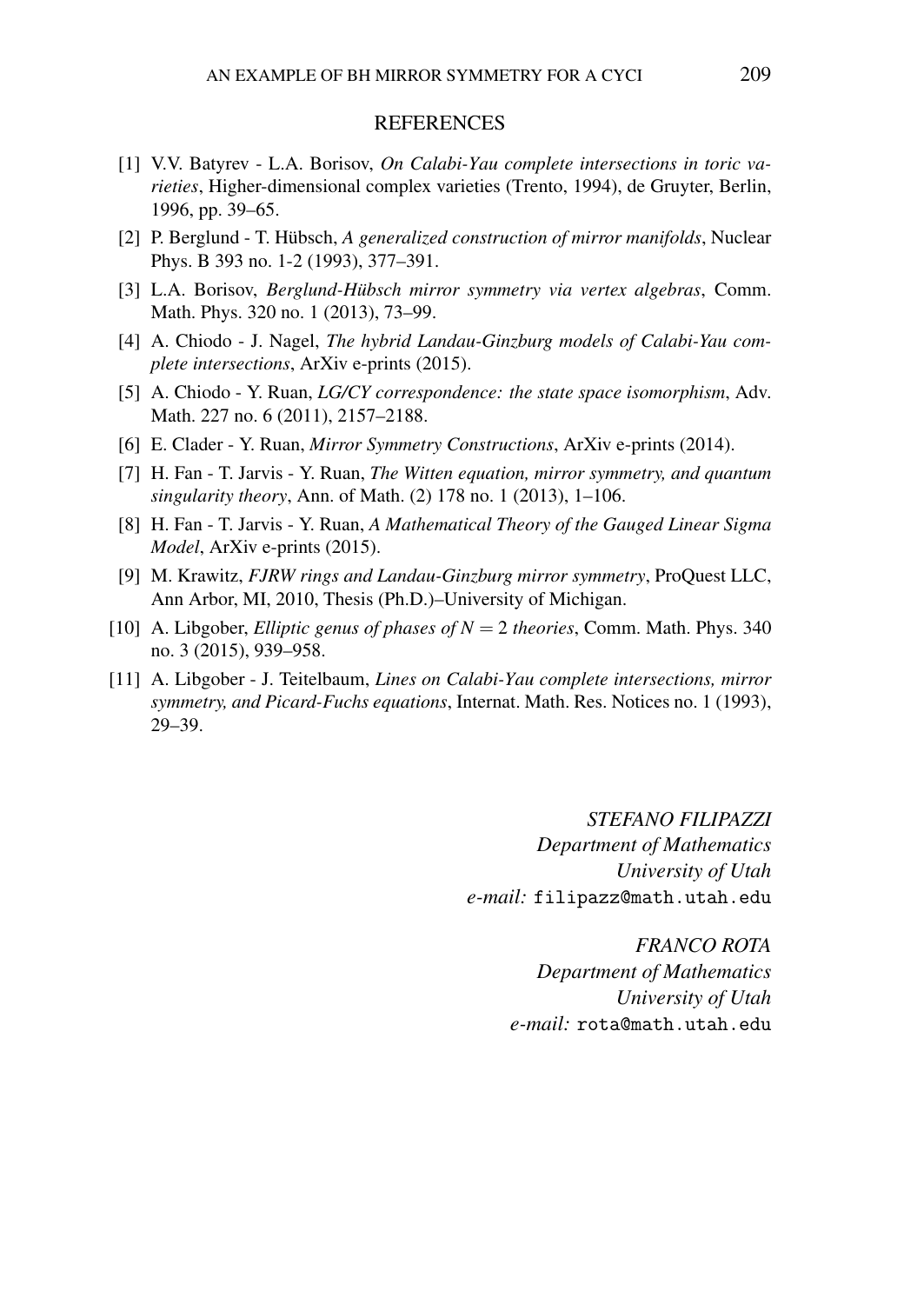## REFERENCES

[1] V.V. Batyrev - L.A. Borisov, *On Calabi-Yau complete intersections in toric varieties*, Higher-dimensional complex varieties (Trento, 1994), de Gruyter, Berlin, 1996, pp. 39–65.

[2] P. Berglund - T. Hübsch, *A generalized construction of mirror manifolds*, Nuclear Phys. B 393 no. 1-2 (1993), 377–391.

[3] L.A. Borisov, *Berglund-Hübsch mirror symmetry via vertex algebras*, Comm. Math. Phys. 320 no. 1 (2013), 73–99.

[4] A. Chiodo - J. Nagel, *The hybrid Landau-Ginzburg models of Calabi-Yau complete intersections*, ArXiv e-prints (2015).

[5] A. Chiodo - Y. Ruan, *LG/CY correspondence: the state space isomorphism*, Adv. Math. 227 no. 6 (2011), 2157–2188.

[6] E. Clader - Y. Ruan, *Mirror Symmetry Constructions*, ArXiv e-prints (2014).

[7] H. Fan - T. Jarvis - Y. Ruan, *The Witten equation, mirror symmetry, and quantum singularity theory*, Ann. of Math. (2) 178 no. 1 (2013), 1–106.

[8] H. Fan - T. Jarvis - Y. Ruan, *A Mathematical Theory of the Gauged Linear Sigma Model*, ArXiv e-prints (2015).

[9] M. Krawitz, *FJRW rings and Landau-Ginzburg mirror symmetry*, ProQuest LLC, Ann Arbor, MI, 2010, Thesis (Ph.D.)–University of Michigan.

[10] A. Libgober, *Elliptic genus of phases of $N = 2$ theories*, Comm. Math. Phys. 340 no. 3 (2015), 939–958.

[11] A. Libgober - J. Teitelbaum, *Lines on Calabi-Yau complete intersections, mirror symmetry, and Picard-Fuchs equations*, Internat. Math. Res. Notices no. 1 (1993), 29–39.

*STEFANO FILIPAZZI*
*Department of Mathematics*
*University of Utah*
*e-mail:* filipazz@math.utah.edu

*FRANCO ROTA*
*Department of Mathematics*
*University of Utah*
*e-mail:* rota@math.utah.edu